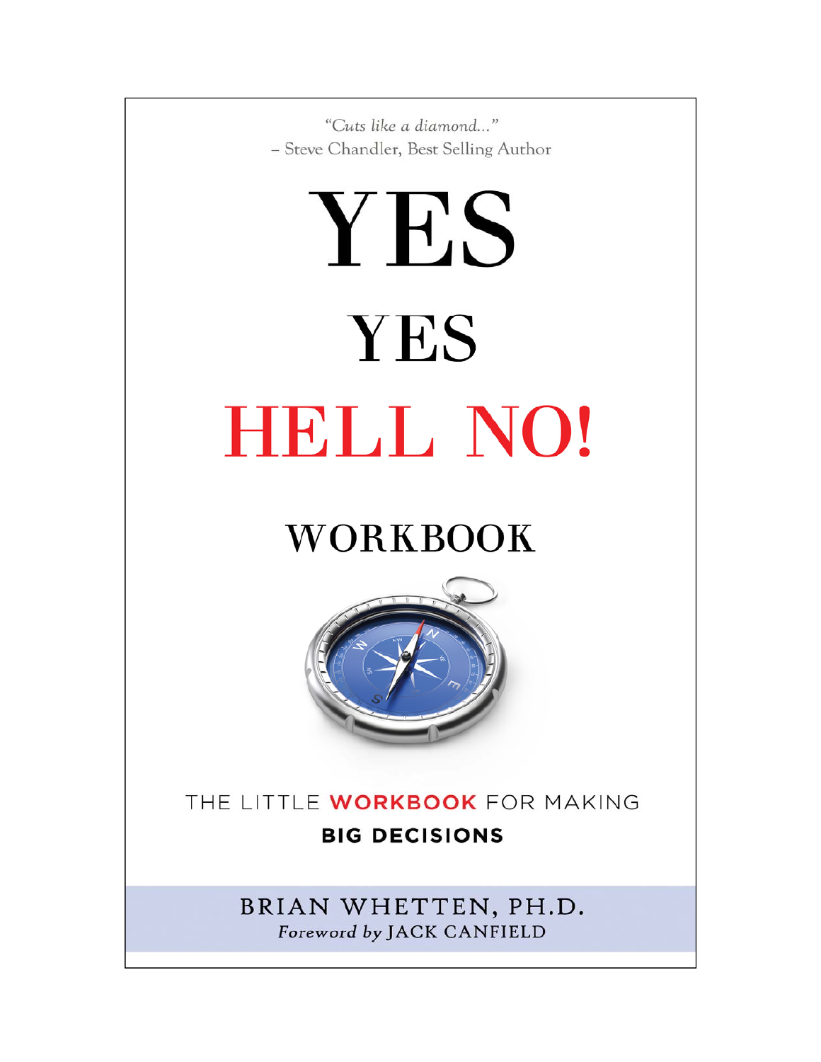*"Cuts like a diamond..."*
– Steve Chandler, Best Selling Author

# YES
# YES
# HELL NO!

## WORKBOOK

THE LITTLE **WORKBOOK** FOR MAKING
**BIG DECISIONS**

BRIAN WHETTEN, PH.D.
*Foreword by* JACK CANFIELD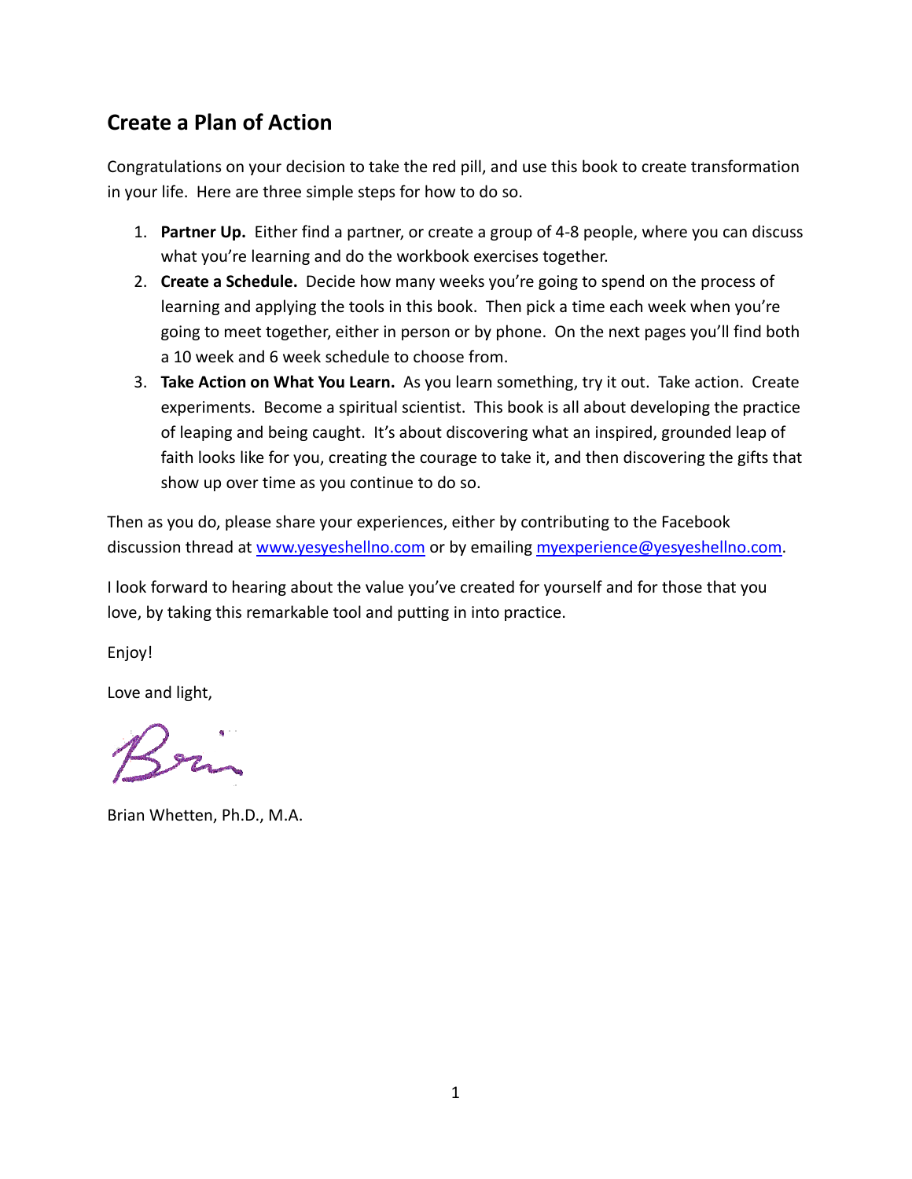## Create a Plan of Action

Congratulations on your decision to take the red pill, and use this book to create transformation in your life. Here are three simple steps for how to do so.

1. **Partner Up.** Either find a partner, or create a group of 4-8 people, where you can discuss what you're learning and do the workbook exercises together.
2. **Create a Schedule.** Decide how many weeks you're going to spend on the process of learning and applying the tools in this book. Then pick a time each week when you're going to meet together, either in person or by phone. On the next pages you'll find both a 10 week and 6 week schedule to choose from.
3. **Take Action on What You Learn.** As you learn something, try it out. Take action. Create experiments. Become a spiritual scientist. This book is all about developing the practice of leaping and being caught. It's about discovering what an inspired, grounded leap of faith looks like for you, creating the courage to take it, and then discovering the gifts that show up over time as you continue to do so.

Then as you do, please share your experiences, either by contributing to the Facebook discussion thread at www.yesyeshellno.com or by emailing myexperience@yesyeshellno.com.

I look forward to hearing about the value you've created for yourself and for those that you love, by taking this remarkable tool and putting in into practice.

Enjoy!

Love and light,

Brian

Brian Whetten, Ph.D., M.A.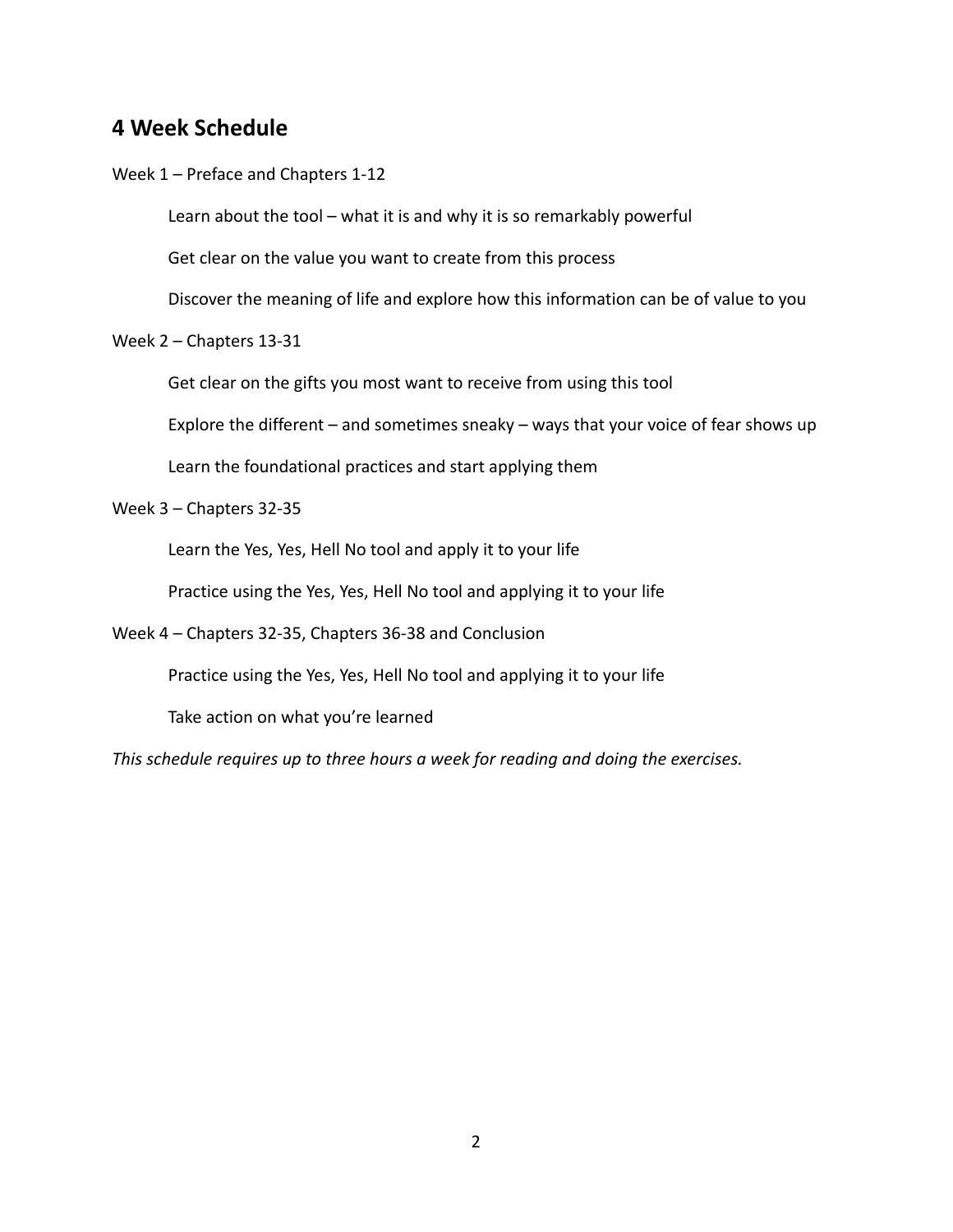## 4 Week Schedule

Week 1 – Preface and Chapters 1-12

- Learn about the tool – what it is and why it is so remarkably powerful
- Get clear on the value you want to create from this process
- Discover the meaning of life and explore how this information can be of value to you

Week 2 – Chapters 13-31

- Get clear on the gifts you most want to receive from using this tool
- Explore the different – and sometimes sneaky – ways that your voice of fear shows up
- Learn the foundational practices and start applying them

Week 3 – Chapters 32-35

- Learn the Yes, Yes, Hell No tool and apply it to your life
- Practice using the Yes, Yes, Hell No tool and applying it to your life

Week 4 – Chapters 32-35, Chapters 36-38 and Conclusion

- Practice using the Yes, Yes, Hell No tool and applying it to your life
- Take action on what you're learned

*This schedule requires up to three hours a week for reading and doing the exercises.*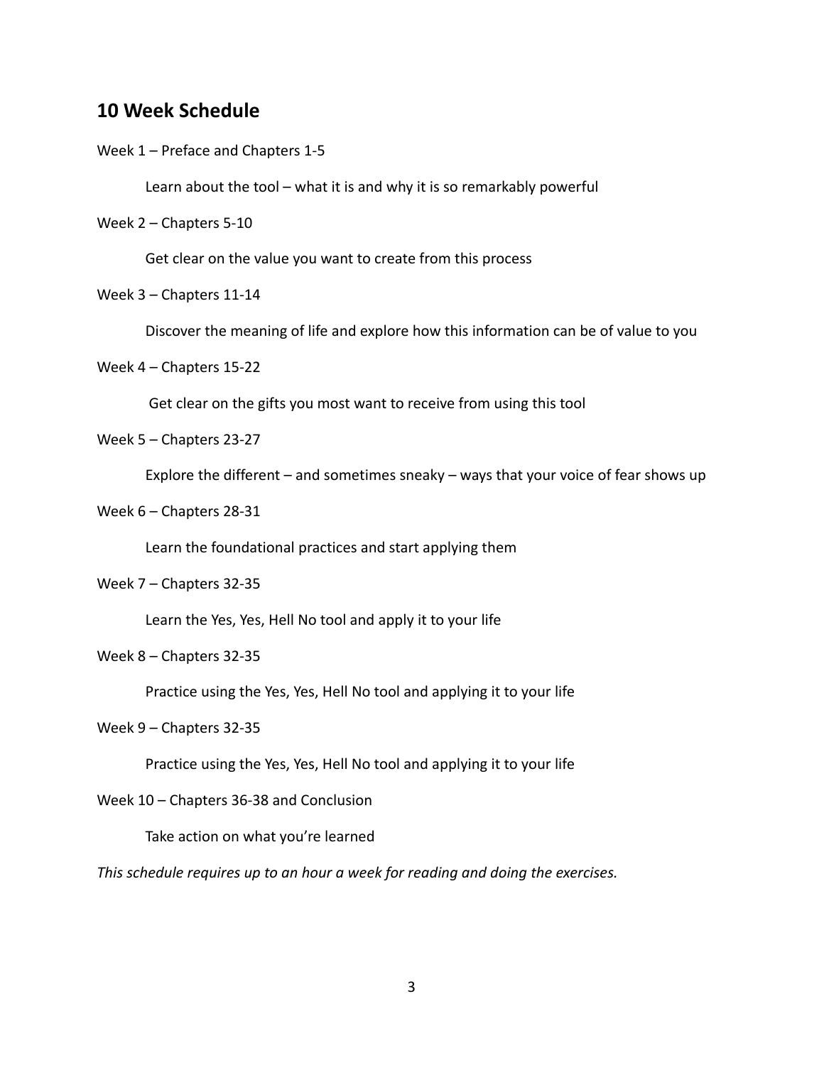## 10 Week Schedule

Week 1 – Preface and Chapters 1-5

Learn about the tool – what it is and why it is so remarkably powerful

Week 2 – Chapters 5-10

Get clear on the value you want to create from this process

Week 3 – Chapters 11-14

Discover the meaning of life and explore how this information can be of value to you

Week 4 – Chapters 15-22

Get clear on the gifts you most want to receive from using this tool

Week 5 – Chapters 23-27

Explore the different – and sometimes sneaky – ways that your voice of fear shows up

Week 6 – Chapters 28-31

Learn the foundational practices and start applying them

Week 7 – Chapters 32-35

Learn the Yes, Yes, Hell No tool and apply it to your life

Week 8 – Chapters 32-35

Practice using the Yes, Yes, Hell No tool and applying it to your life

Week 9 – Chapters 32-35

Practice using the Yes, Yes, Hell No tool and applying it to your life

Week 10 – Chapters 36-38 and Conclusion

Take action on what you're learned

*This schedule requires up to an hour a week for reading and doing the exercises.*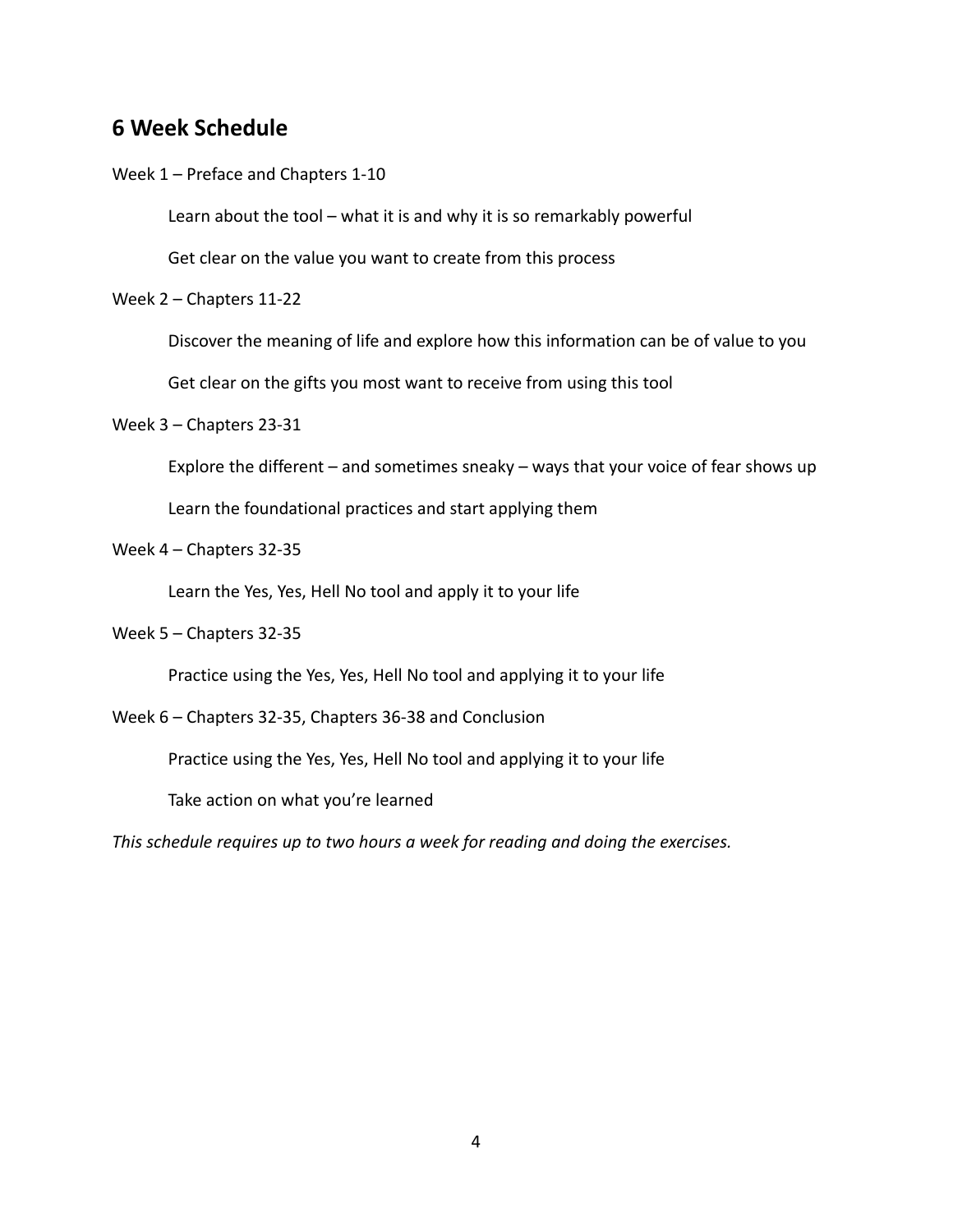## 6 Week Schedule

Week 1 – Preface and Chapters 1-10

> Learn about the tool – what it is and why it is so remarkably powerful
>
> Get clear on the value you want to create from this process

Week 2 – Chapters 11-22

> Discover the meaning of life and explore how this information can be of value to you
>
> Get clear on the gifts you most want to receive from using this tool

Week 3 – Chapters 23-31

> Explore the different – and sometimes sneaky – ways that your voice of fear shows up
>
> Learn the foundational practices and start applying them

Week 4 – Chapters 32-35

> Learn the Yes, Yes, Hell No tool and apply it to your life

Week 5 – Chapters 32-35

> Practice using the Yes, Yes, Hell No tool and applying it to your life

Week 6 – Chapters 32-35, Chapters 36-38 and Conclusion

> Practice using the Yes, Yes, Hell No tool and applying it to your life
>
> Take action on what you're learned

*This schedule requires up to two hours a week for reading and doing the exercises.*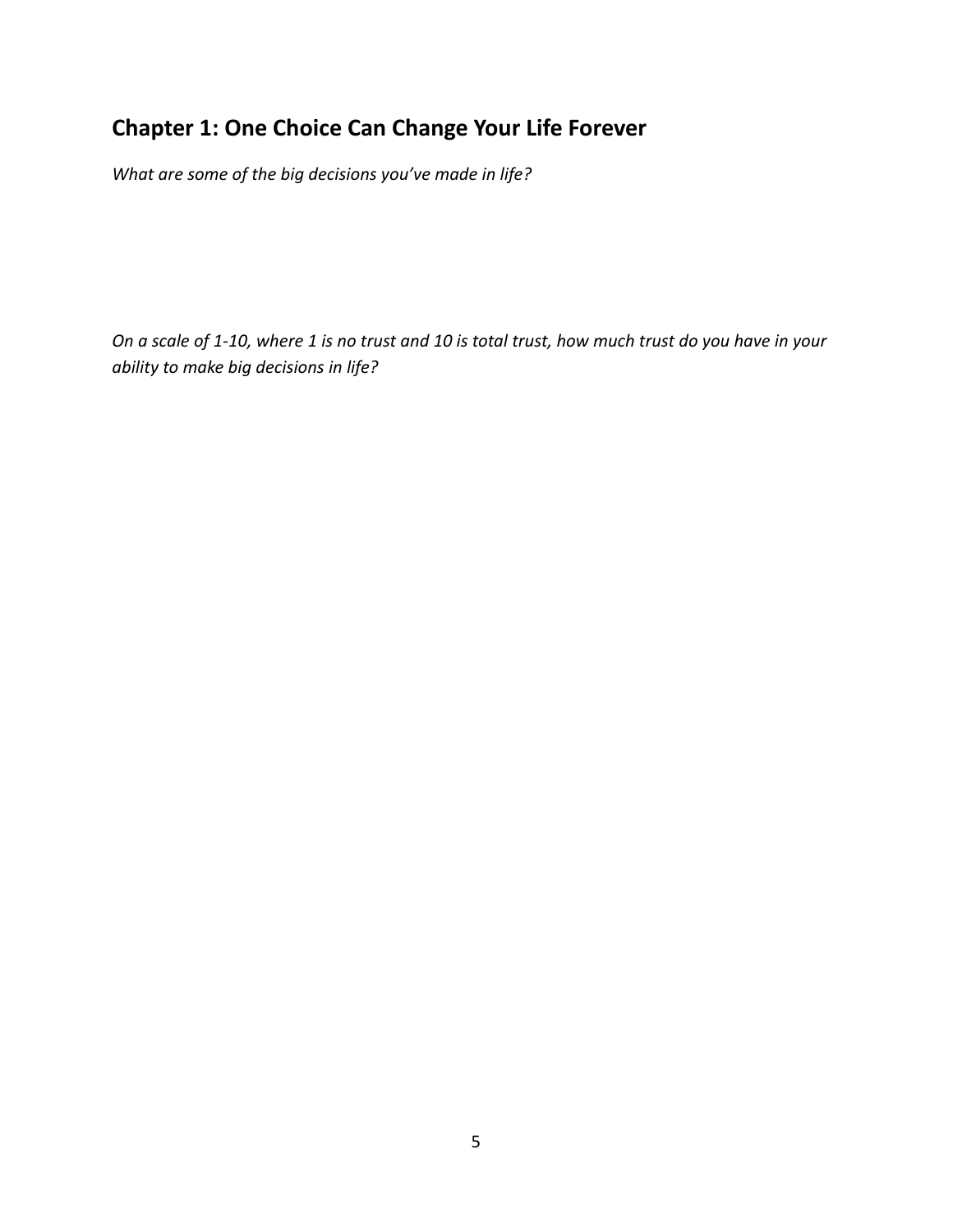## Chapter 1: One Choice Can Change Your Life Forever

*What are some of the big decisions you've made in life?*

*On a scale of 1-10, where 1 is no trust and 10 is total trust, how much trust do you have in your ability to make big decisions in life?*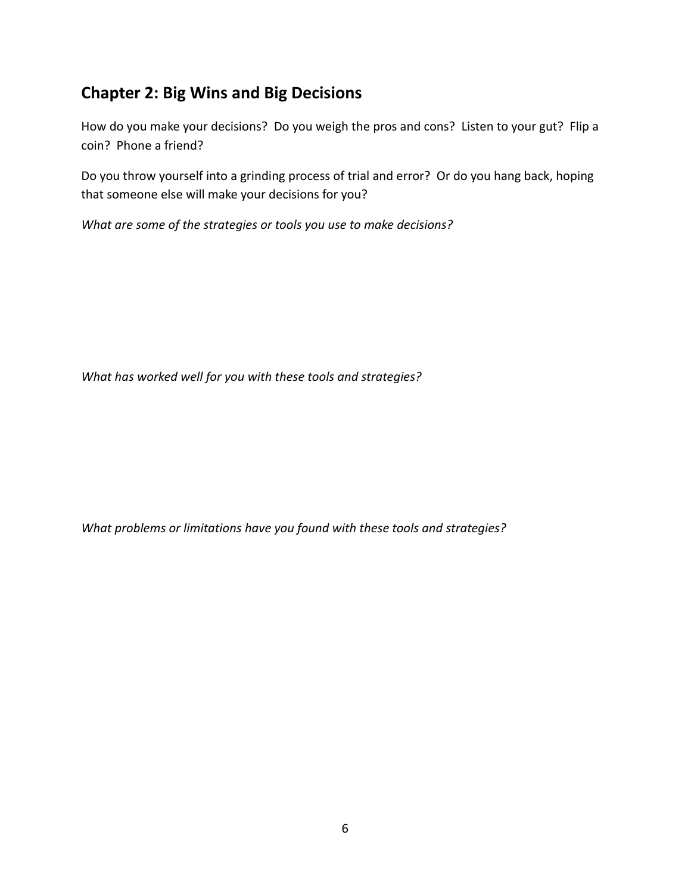## Chapter 2: Big Wins and Big Decisions

How do you make your decisions? Do you weigh the pros and cons? Listen to your gut? Flip a coin? Phone a friend?

Do you throw yourself into a grinding process of trial and error? Or do you hang back, hoping that someone else will make your decisions for you?

*What are some of the strategies or tools you use to make decisions?*

*What has worked well for you with these tools and strategies?*

*What problems or limitations have you found with these tools and strategies?*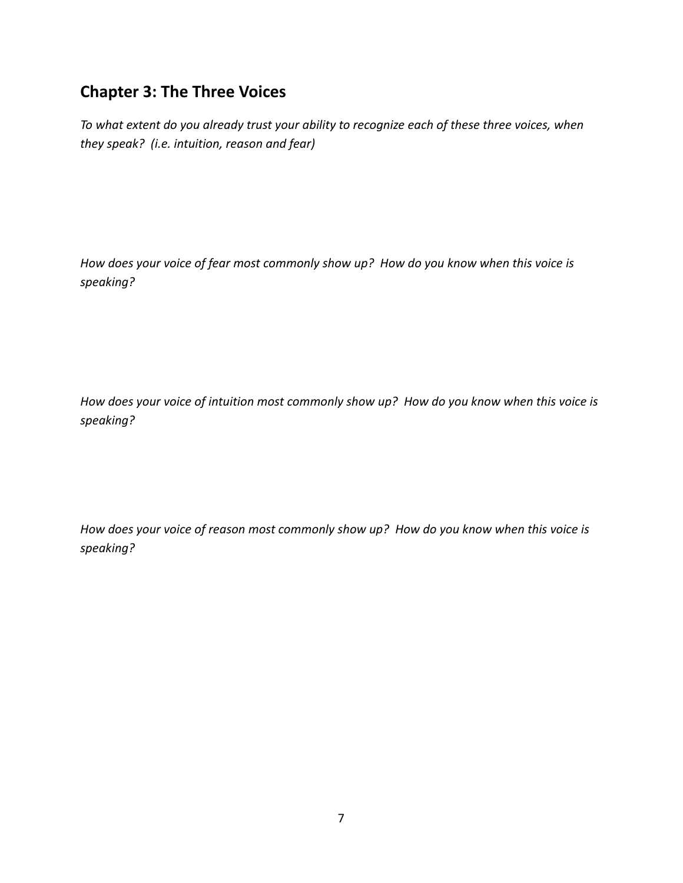## Chapter 3: The Three Voices

*To what extent do you already trust your ability to recognize each of these three voices, when they speak? (i.e. intuition, reason and fear)*

*How does your voice of fear most commonly show up? How do you know when this voice is speaking?*

*How does your voice of intuition most commonly show up? How do you know when this voice is speaking?*

*How does your voice of reason most commonly show up? How do you know when this voice is speaking?*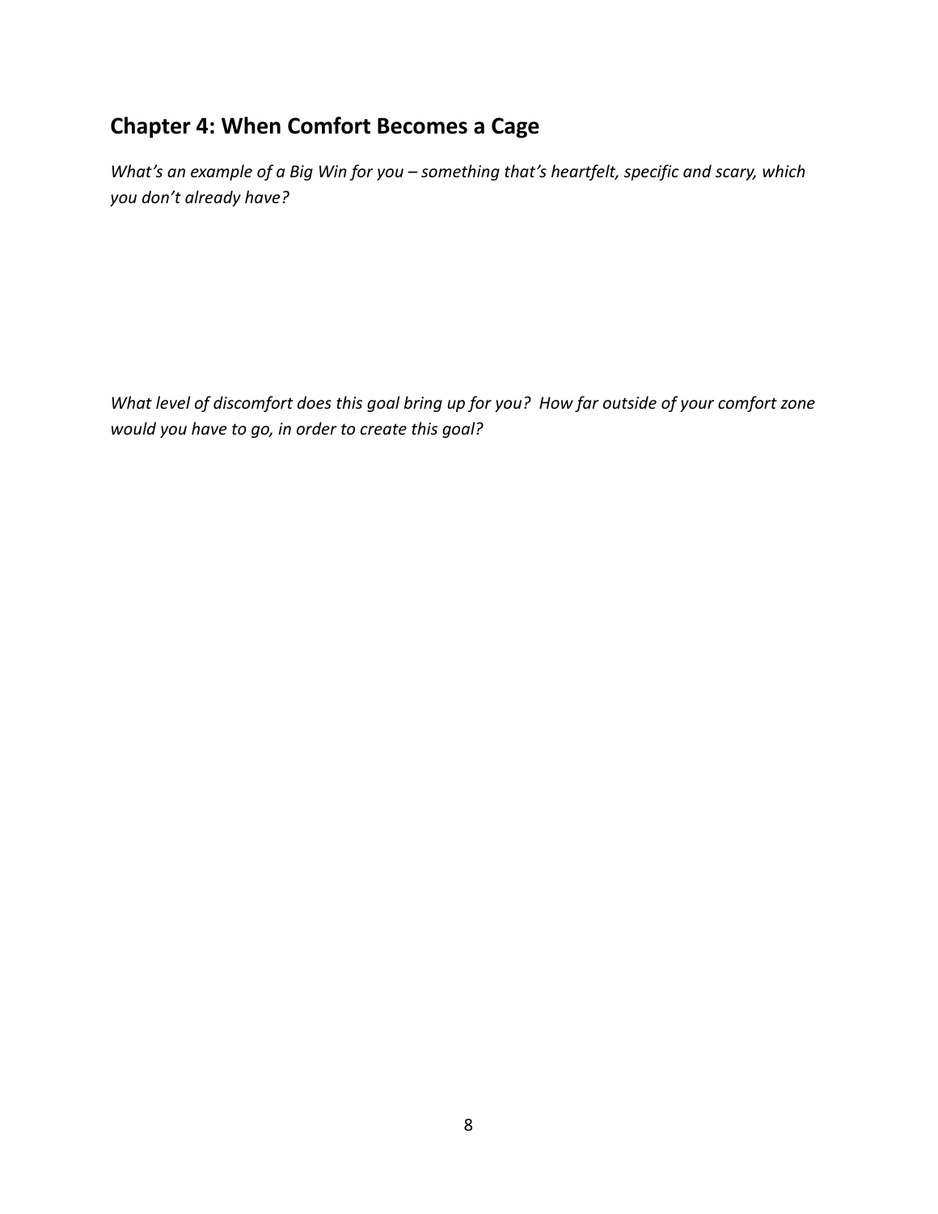## Chapter 4: When Comfort Becomes a Cage

*What's an example of a Big Win for you – something that's heartfelt, specific and scary, which you don't already have?*

*What level of discomfort does this goal bring up for you? How far outside of your comfort zone would you have to go, in order to create this goal?*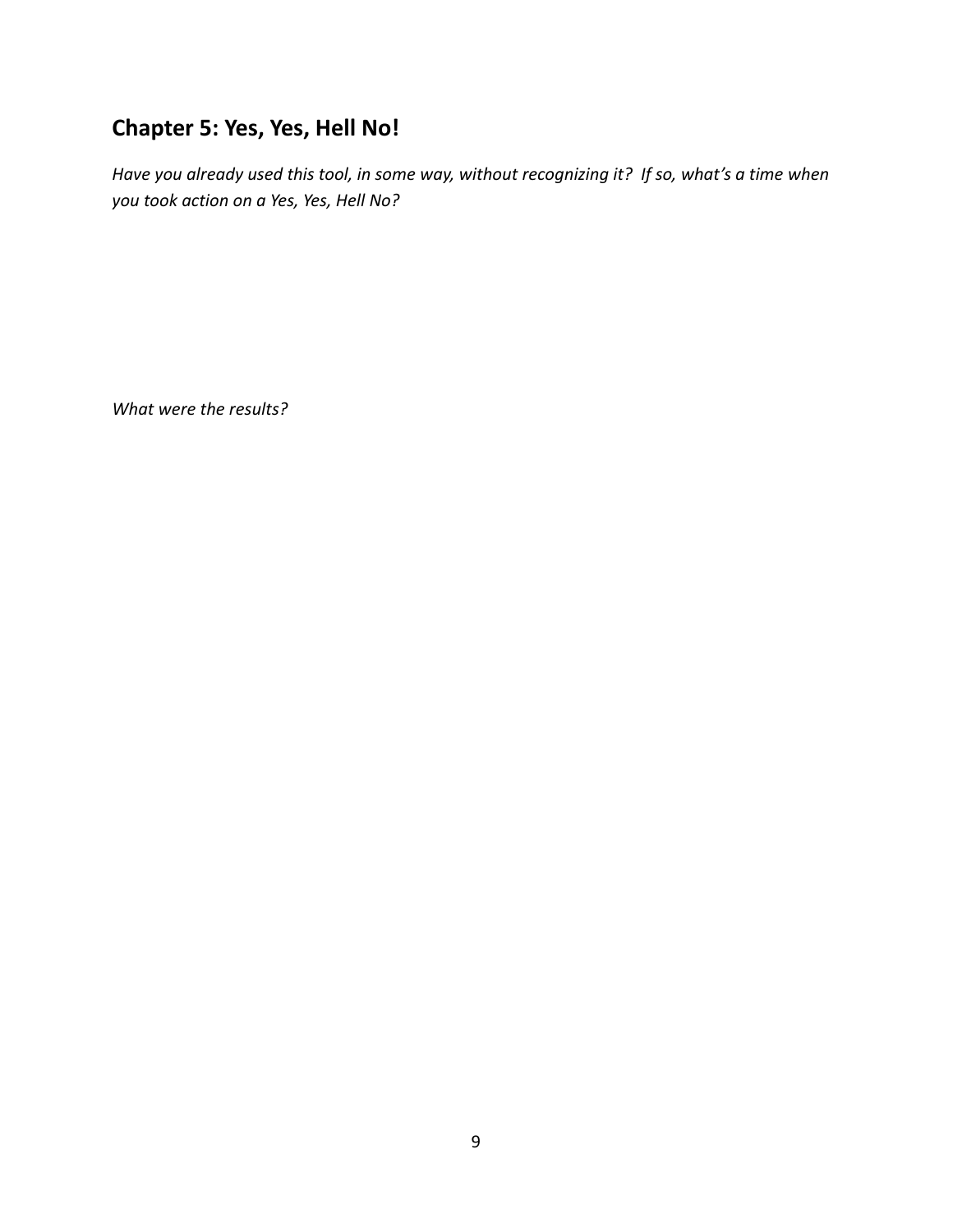## Chapter 5: Yes, Yes, Hell No!

*Have you already used this tool, in some way, without recognizing it? If so, what's a time when you took action on a Yes, Yes, Hell No?*

*What were the results?*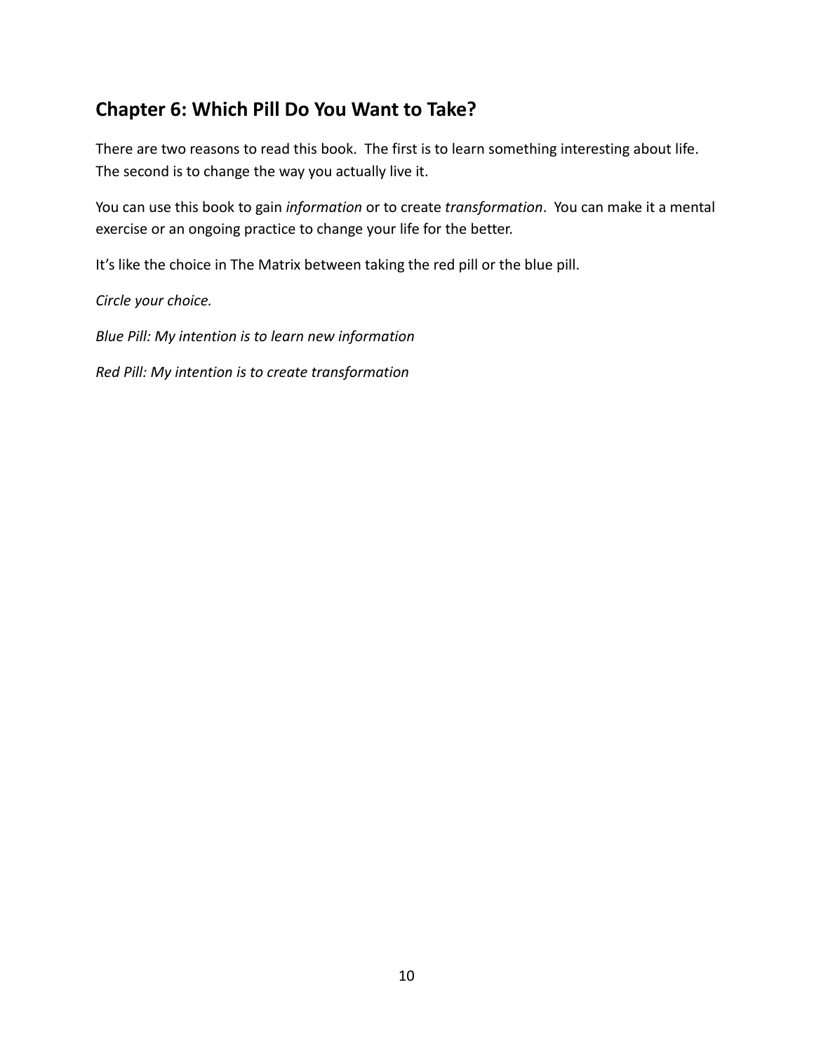## Chapter 6: Which Pill Do You Want to Take?

There are two reasons to read this book. The first is to learn something interesting about life. The second is to change the way you actually live it.

You can use this book to gain *information* or to create *transformation*. You can make it a mental exercise or an ongoing practice to change your life for the better.

It's like the choice in The Matrix between taking the red pill or the blue pill.

*Circle your choice.*

*Blue Pill: My intention is to learn new information*

*Red Pill: My intention is to create transformation*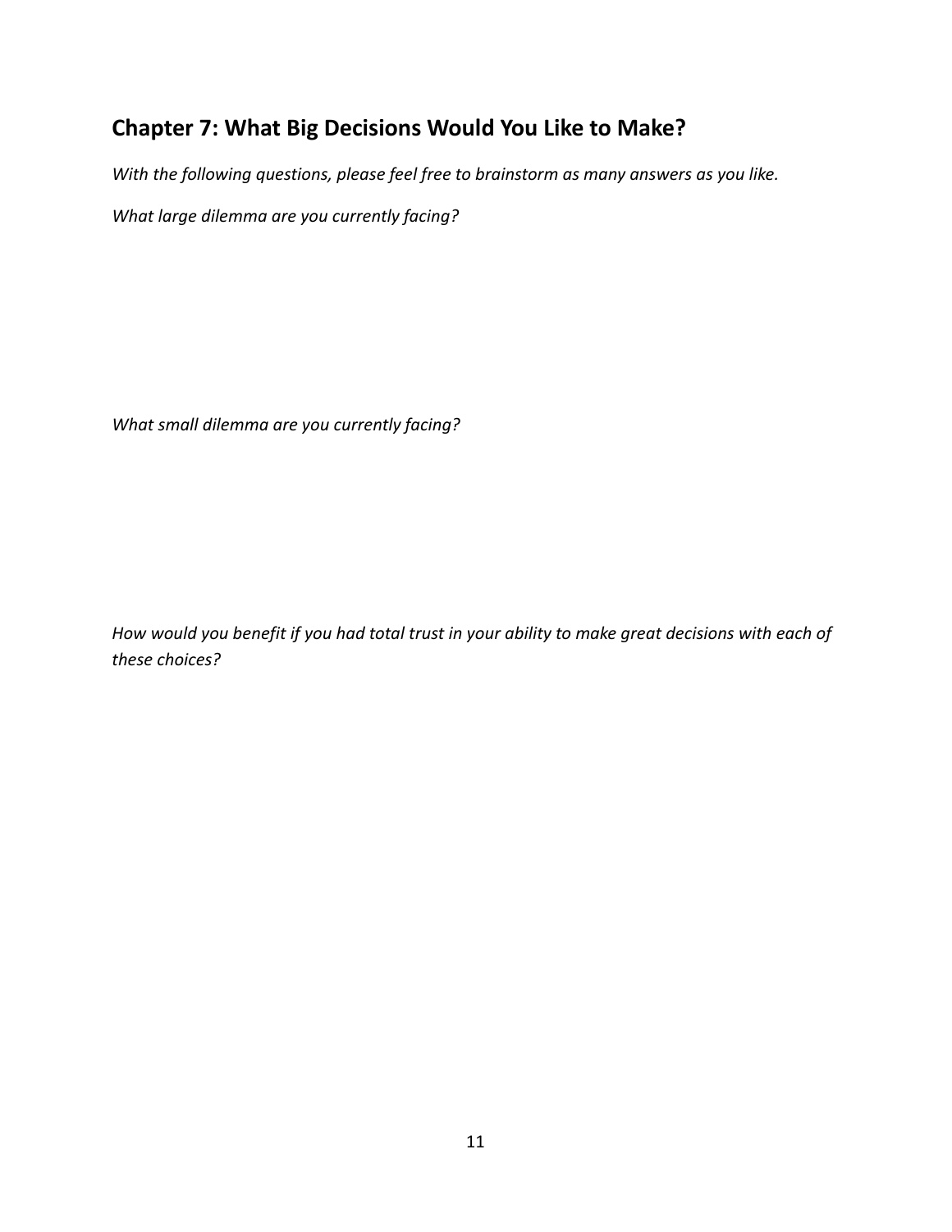## Chapter 7: What Big Decisions Would You Like to Make?

*With the following questions, please feel free to brainstorm as many answers as you like.*

*What large dilemma are you currently facing?*

*What small dilemma are you currently facing?*

*How would you benefit if you had total trust in your ability to make great decisions with each of these choices?*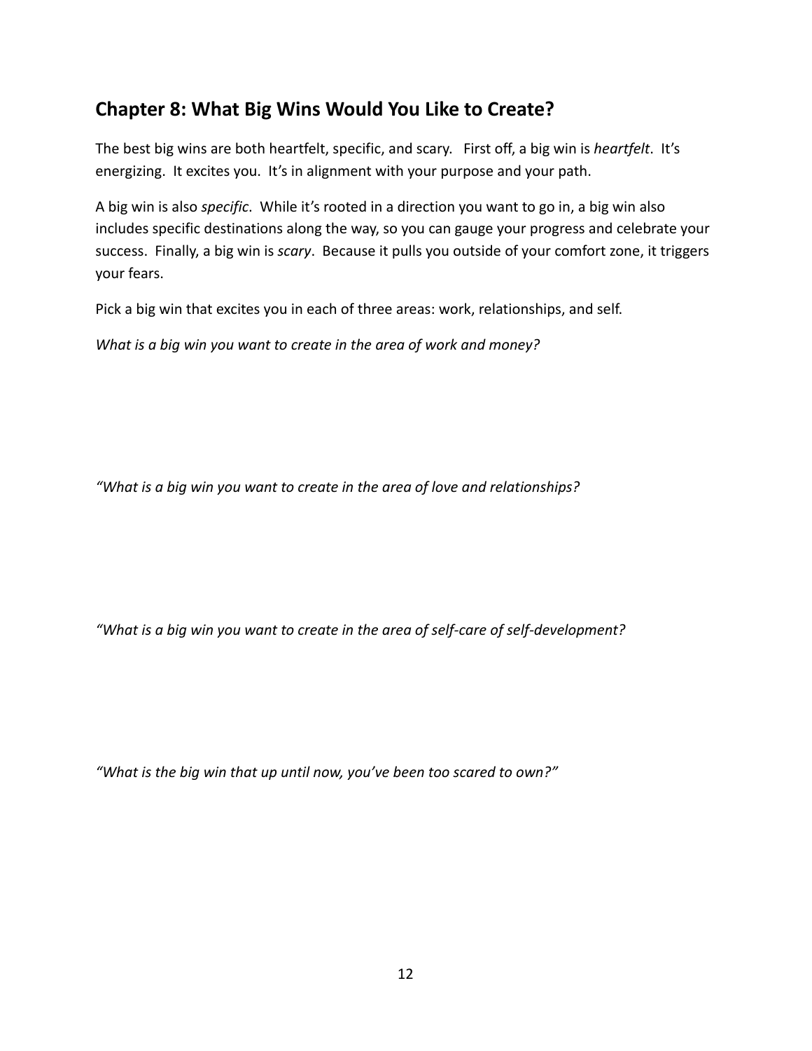## Chapter 8: What Big Wins Would You Like to Create?

The best big wins are both heartfelt, specific, and scary. First off, a big win is *heartfelt*. It's energizing. It excites you. It's in alignment with your purpose and your path.

A big win is also *specific*. While it's rooted in a direction you want to go in, a big win also includes specific destinations along the way, so you can gauge your progress and celebrate your success. Finally, a big win is *scary*. Because it pulls you outside of your comfort zone, it triggers your fears.

Pick a big win that excites you in each of three areas: work, relationships, and self.

*What is a big win you want to create in the area of work and money?*

*"What is a big win you want to create in the area of love and relationships?*

*"What is a big win you want to create in the area of self-care of self-development?*

*"What is the big win that up until now, you've been too scared to own?"*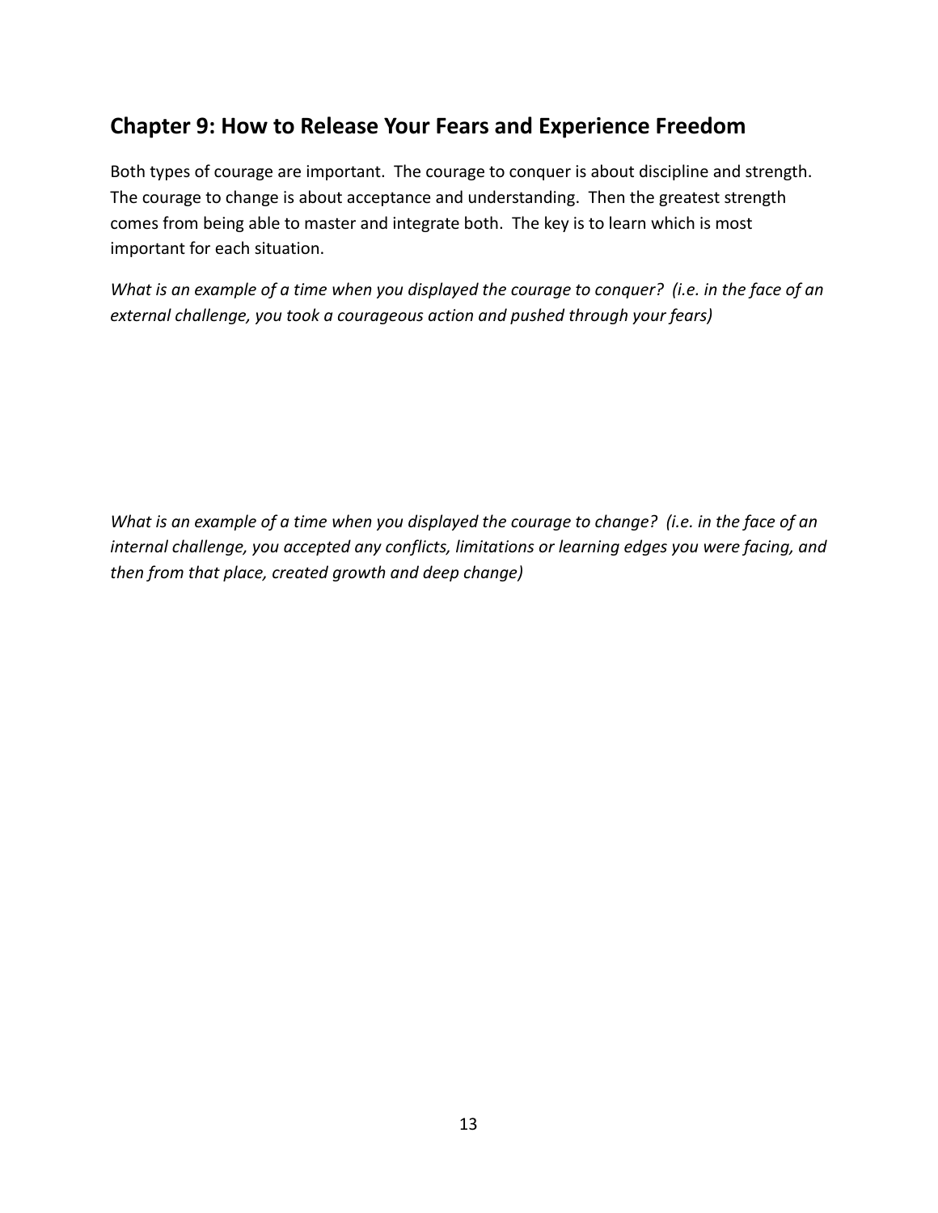## Chapter 9: How to Release Your Fears and Experience Freedom

Both types of courage are important. The courage to conquer is about discipline and strength. The courage to change is about acceptance and understanding. Then the greatest strength comes from being able to master and integrate both. The key is to learn which is most important for each situation.

*What is an example of a time when you displayed the courage to conquer? (i.e. in the face of an external challenge, you took a courageous action and pushed through your fears)*

*What is an example of a time when you displayed the courage to change? (i.e. in the face of an internal challenge, you accepted any conflicts, limitations or learning edges you were facing, and then from that place, created growth and deep change)*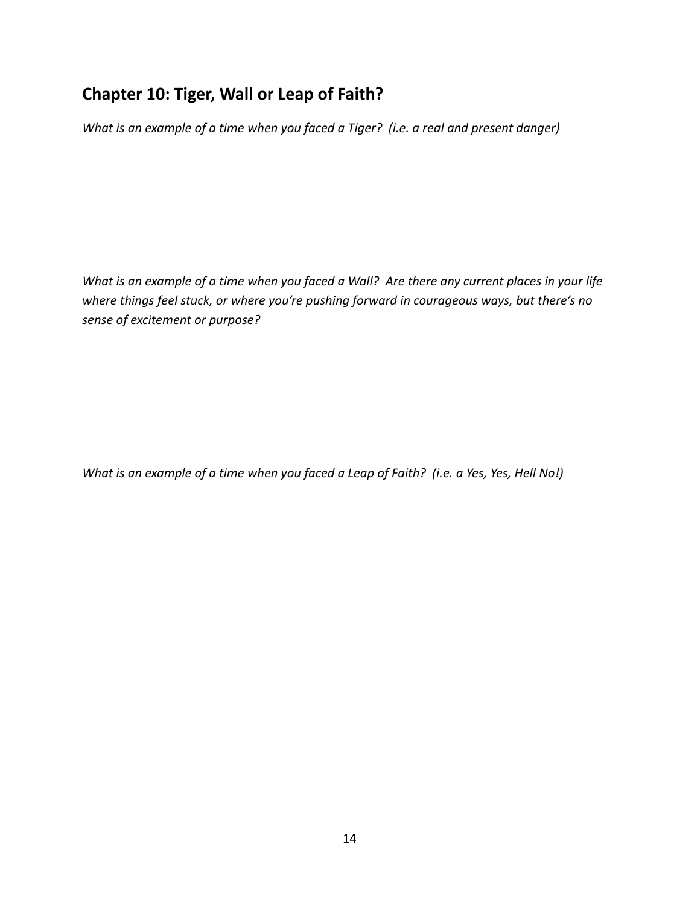## Chapter 10: Tiger, Wall or Leap of Faith?

*What is an example of a time when you faced a Tiger? (i.e. a real and present danger)*

*What is an example of a time when you faced a Wall? Are there any current places in your life where things feel stuck, or where you're pushing forward in courageous ways, but there's no sense of excitement or purpose?*

*What is an example of a time when you faced a Leap of Faith? (i.e. a Yes, Yes, Hell No!)*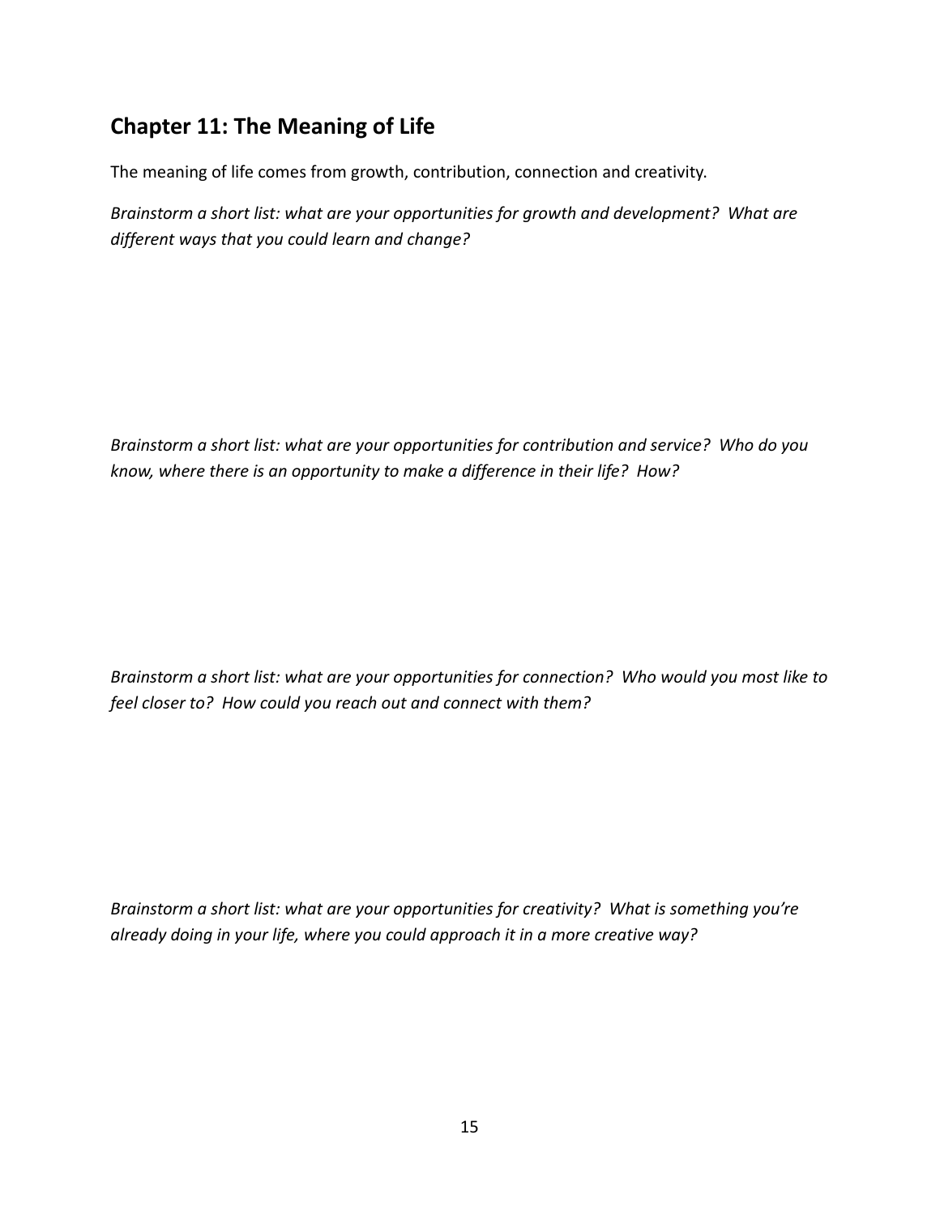## Chapter 11: The Meaning of Life

The meaning of life comes from growth, contribution, connection and creativity.

*Brainstorm a short list: what are your opportunities for growth and development? What are different ways that you could learn and change?*

*Brainstorm a short list: what are your opportunities for contribution and service? Who do you know, where there is an opportunity to make a difference in their life? How?*

*Brainstorm a short list: what are your opportunities for connection? Who would you most like to feel closer to? How could you reach out and connect with them?*

*Brainstorm a short list: what are your opportunities for creativity? What is something you're already doing in your life, where you could approach it in a more creative way?*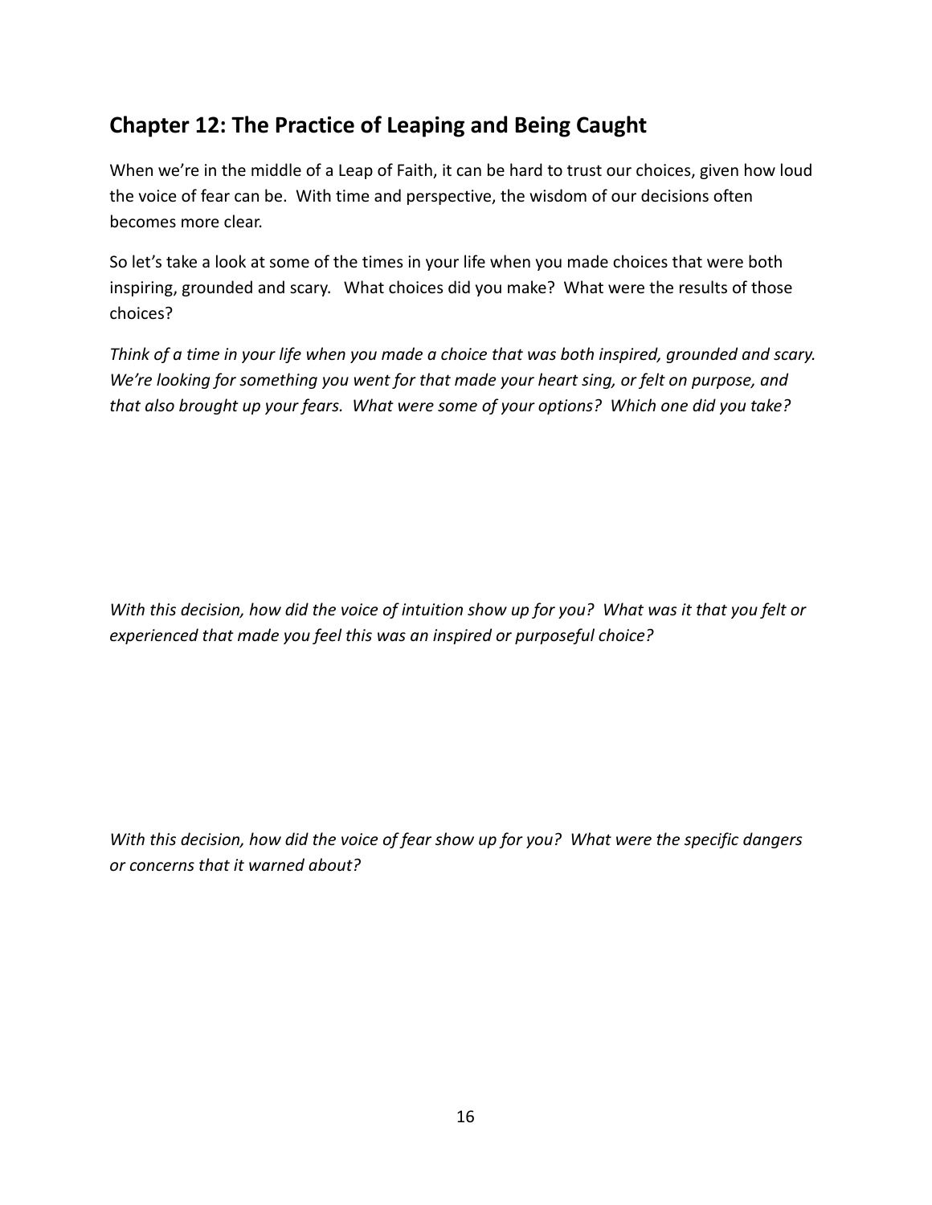## Chapter 12: The Practice of Leaping and Being Caught

When we're in the middle of a Leap of Faith, it can be hard to trust our choices, given how loud the voice of fear can be. With time and perspective, the wisdom of our decisions often becomes more clear.

So let's take a look at some of the times in your life when you made choices that were both inspiring, grounded and scary. What choices did you make? What were the results of those choices?

*Think of a time in your life when you made a choice that was both inspired, grounded and scary. We're looking for something you went for that made your heart sing, or felt on purpose, and that also brought up your fears. What were some of your options? Which one did you take?*

*With this decision, how did the voice of intuition show up for you? What was it that you felt or experienced that made you feel this was an inspired or purposeful choice?*

*With this decision, how did the voice of fear show up for you? What were the specific dangers or concerns that it warned about?*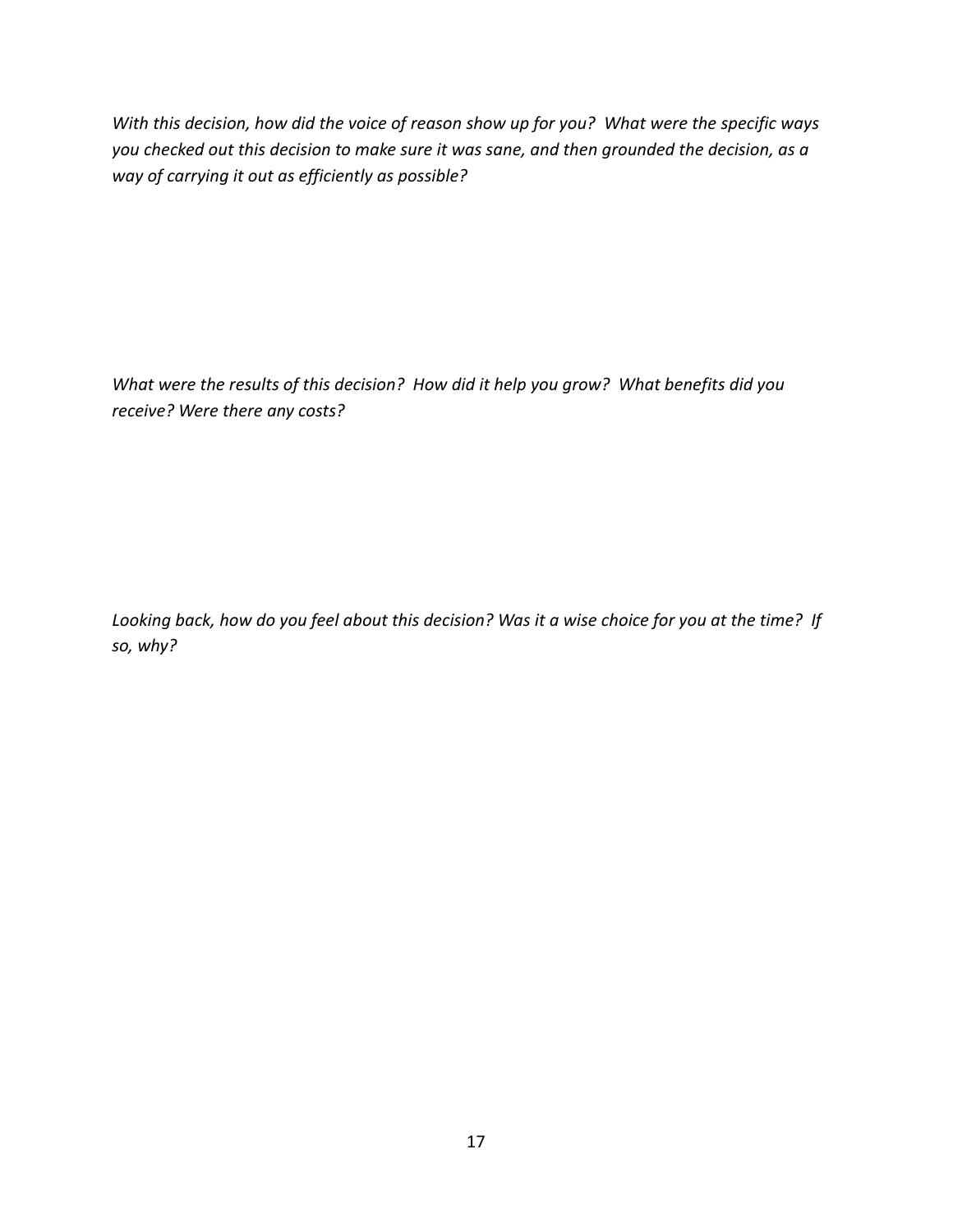*With this decision, how did the voice of reason show up for you? What were the specific ways you checked out this decision to make sure it was sane, and then grounded the decision, as a way of carrying it out as efficiently as possible?*

*What were the results of this decision? How did it help you grow? What benefits did you receive? Were there any costs?*

*Looking back, how do you feel about this decision? Was it a wise choice for you at the time? If so, why?*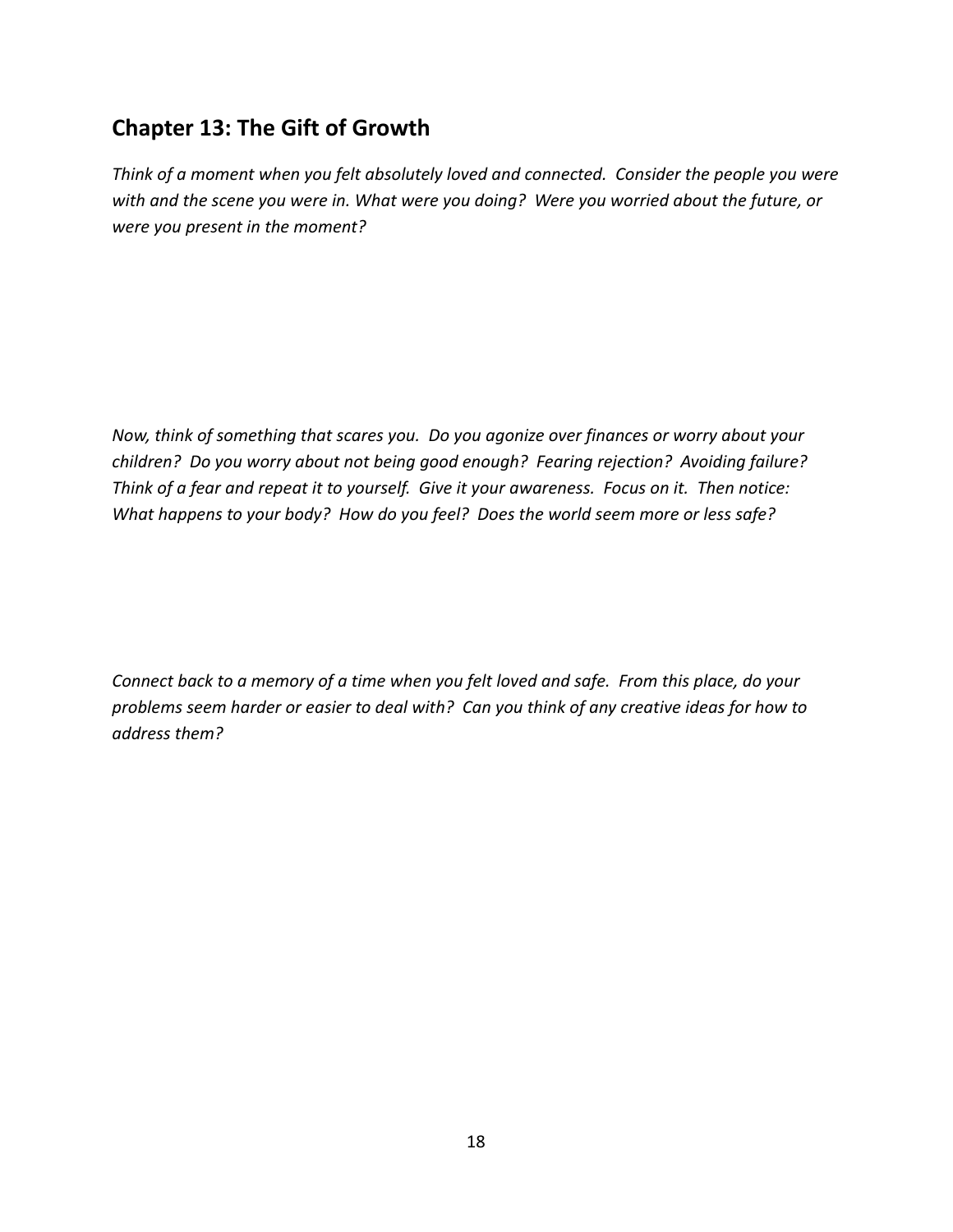## Chapter 13: The Gift of Growth

*Think of a moment when you felt absolutely loved and connected. Consider the people you were with and the scene you were in. What were you doing? Were you worried about the future, or were you present in the moment?*

*Now, think of something that scares you. Do you agonize over finances or worry about your children? Do you worry about not being good enough? Fearing rejection? Avoiding failure? Think of a fear and repeat it to yourself. Give it your awareness. Focus on it. Then notice: What happens to your body? How do you feel? Does the world seem more or less safe?*

*Connect back to a memory of a time when you felt loved and safe. From this place, do your problems seem harder or easier to deal with? Can you think of any creative ideas for how to address them?*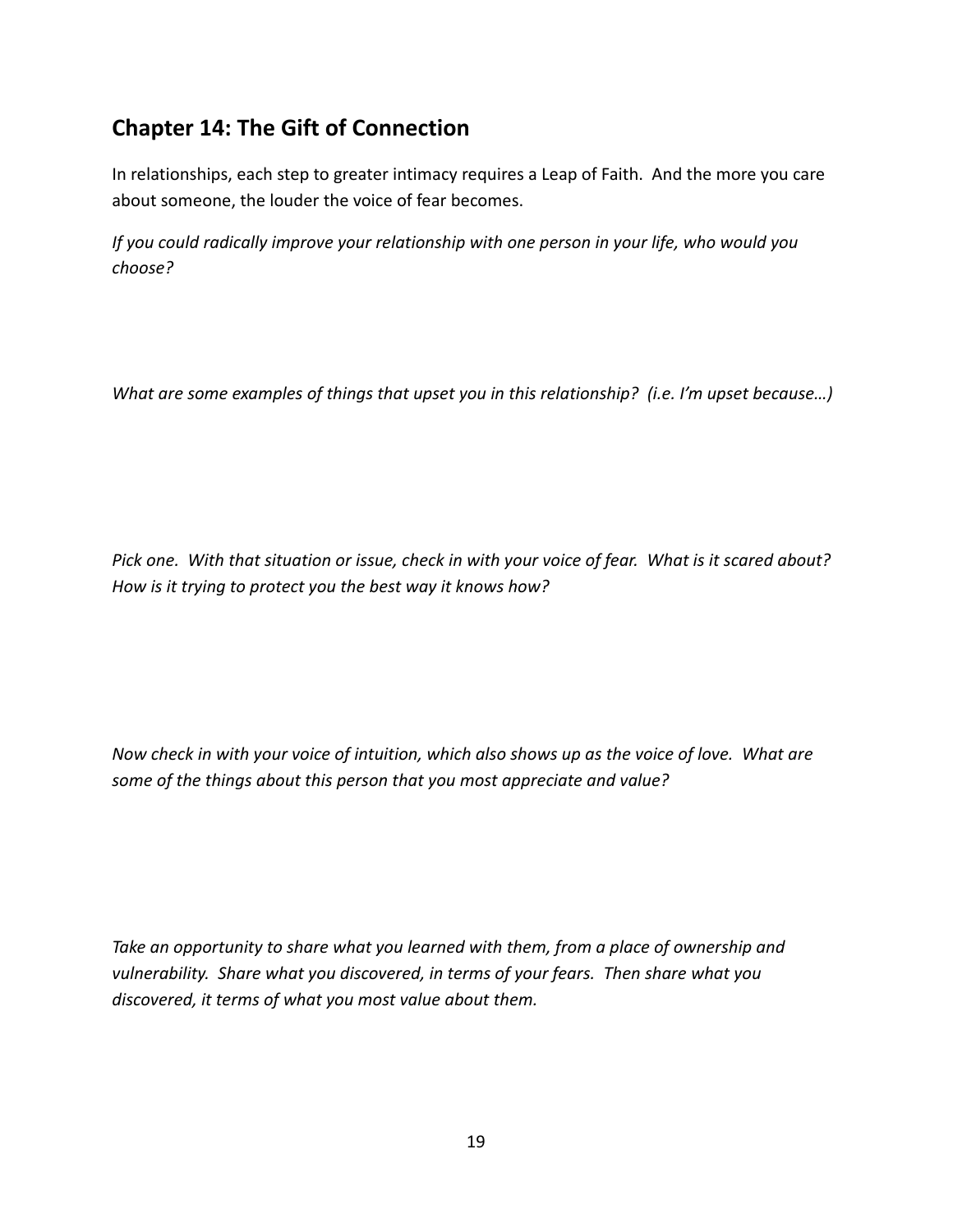## Chapter 14: The Gift of Connection

In relationships, each step to greater intimacy requires a Leap of Faith. And the more you care about someone, the louder the voice of fear becomes.

*If you could radically improve your relationship with one person in your life, who would you choose?*

*What are some examples of things that upset you in this relationship? (i.e. I'm upset because…)*

*Pick one. With that situation or issue, check in with your voice of fear. What is it scared about? How is it trying to protect you the best way it knows how?*

*Now check in with your voice of intuition, which also shows up as the voice of love. What are some of the things about this person that you most appreciate and value?*

*Take an opportunity to share what you learned with them, from a place of ownership and vulnerability. Share what you discovered, in terms of your fears. Then share what you discovered, it terms of what you most value about them.*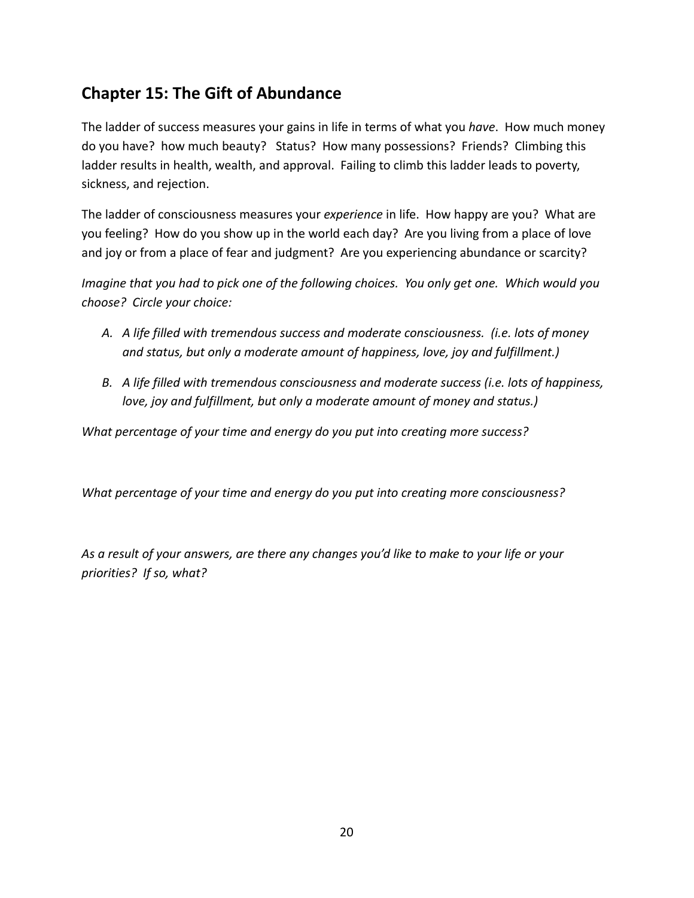## Chapter 15: The Gift of Abundance

The ladder of success measures your gains in life in terms of what you *have*. How much money do you have? how much beauty? Status? How many possessions? Friends? Climbing this ladder results in health, wealth, and approval. Failing to climb this ladder leads to poverty, sickness, and rejection.

The ladder of consciousness measures your *experience* in life. How happy are you? What are you feeling? How do you show up in the world each day? Are you living from a place of love and joy or from a place of fear and judgment? Are you experiencing abundance or scarcity?

*Imagine that you had to pick one of the following choices. You only get one. Which would you choose? Circle your choice:*

- *A. A life filled with tremendous success and moderate consciousness. (i.e. lots of money and status, but only a moderate amount of happiness, love, joy and fulfillment.)*
- *B. A life filled with tremendous consciousness and moderate success (i.e. lots of happiness, love, joy and fulfillment, but only a moderate amount of money and status.)*

*What percentage of your time and energy do you put into creating more success?*

*What percentage of your time and energy do you put into creating more consciousness?*

*As a result of your answers, are there any changes you'd like to make to your life or your priorities? If so, what?*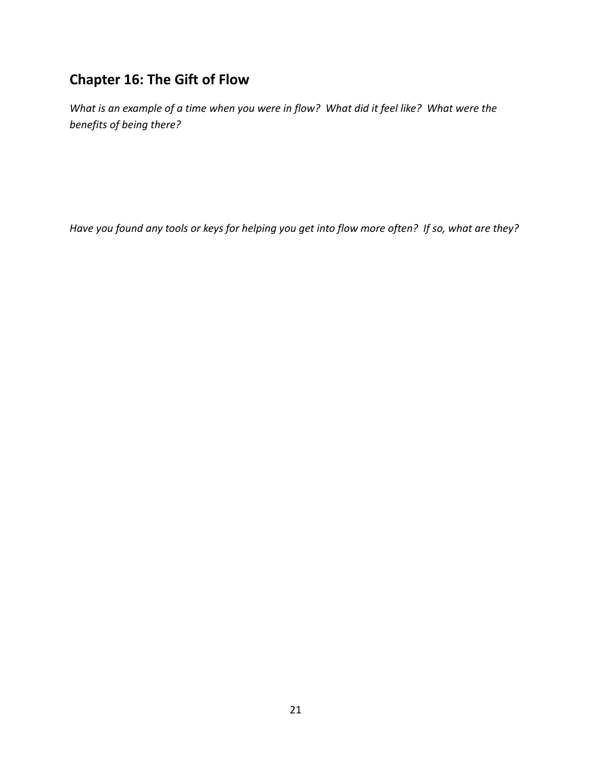## Chapter 16: The Gift of Flow

*What is an example of a time when you were in flow? What did it feel like? What were the benefits of being there?*

*Have you found any tools or keys for helping you get into flow more often? If so, what are they?*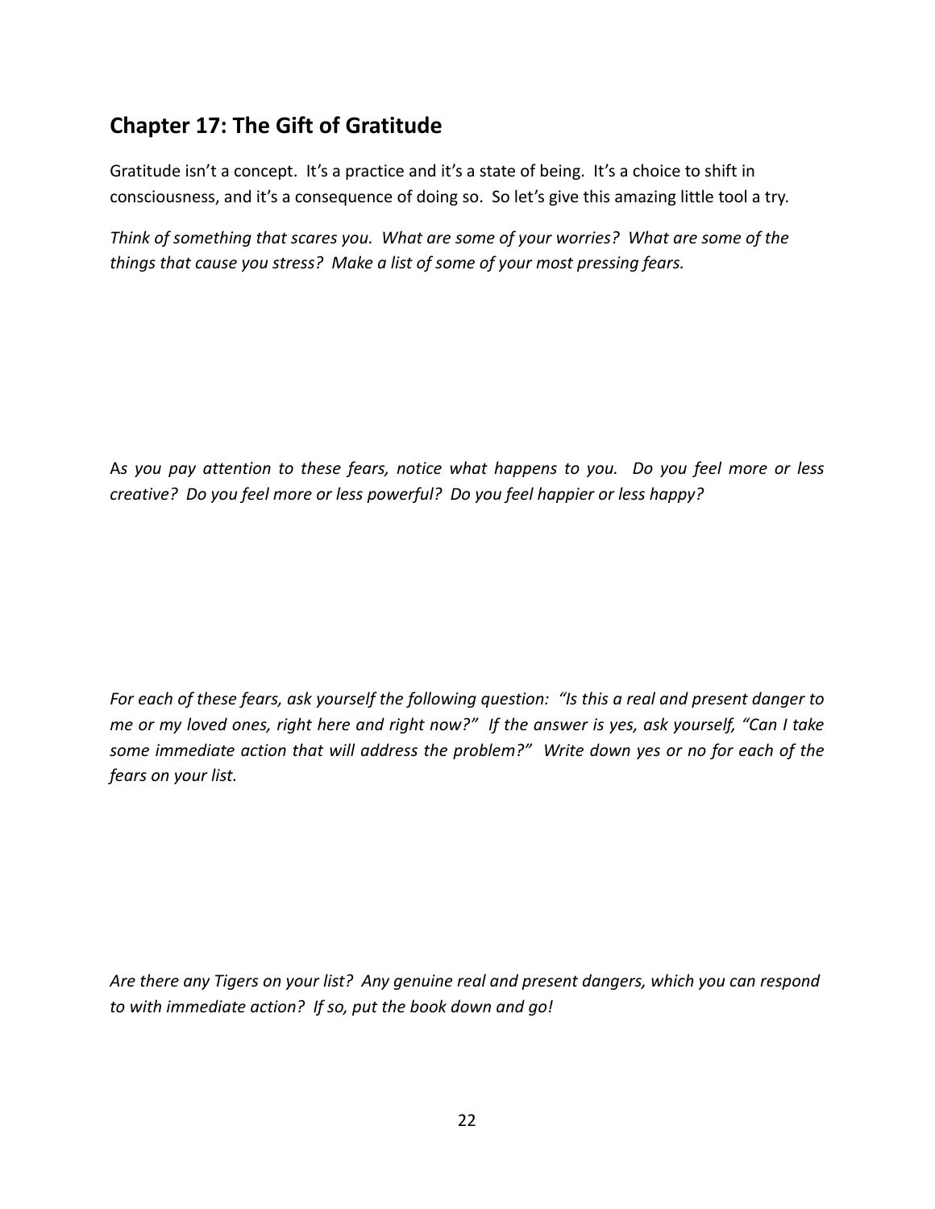## Chapter 17: The Gift of Gratitude

Gratitude isn't a concept. It's a practice and it's a state of being. It's a choice to shift in consciousness, and it's a consequence of doing so. So let's give this amazing little tool a try.

*Think of something that scares you. What are some of your worries? What are some of the things that cause you stress? Make a list of some of your most pressing fears.*

*As you pay attention to these fears, notice what happens to you. Do you feel more or less creative? Do you feel more or less powerful? Do you feel happier or less happy?*

*For each of these fears, ask yourself the following question: "Is this a real and present danger to me or my loved ones, right here and right now?" If the answer is yes, ask yourself, "Can I take some immediate action that will address the problem?" Write down yes or no for each of the fears on your list.*

*Are there any Tigers on your list? Any genuine real and present dangers, which you can respond to with immediate action? If so, put the book down and go!*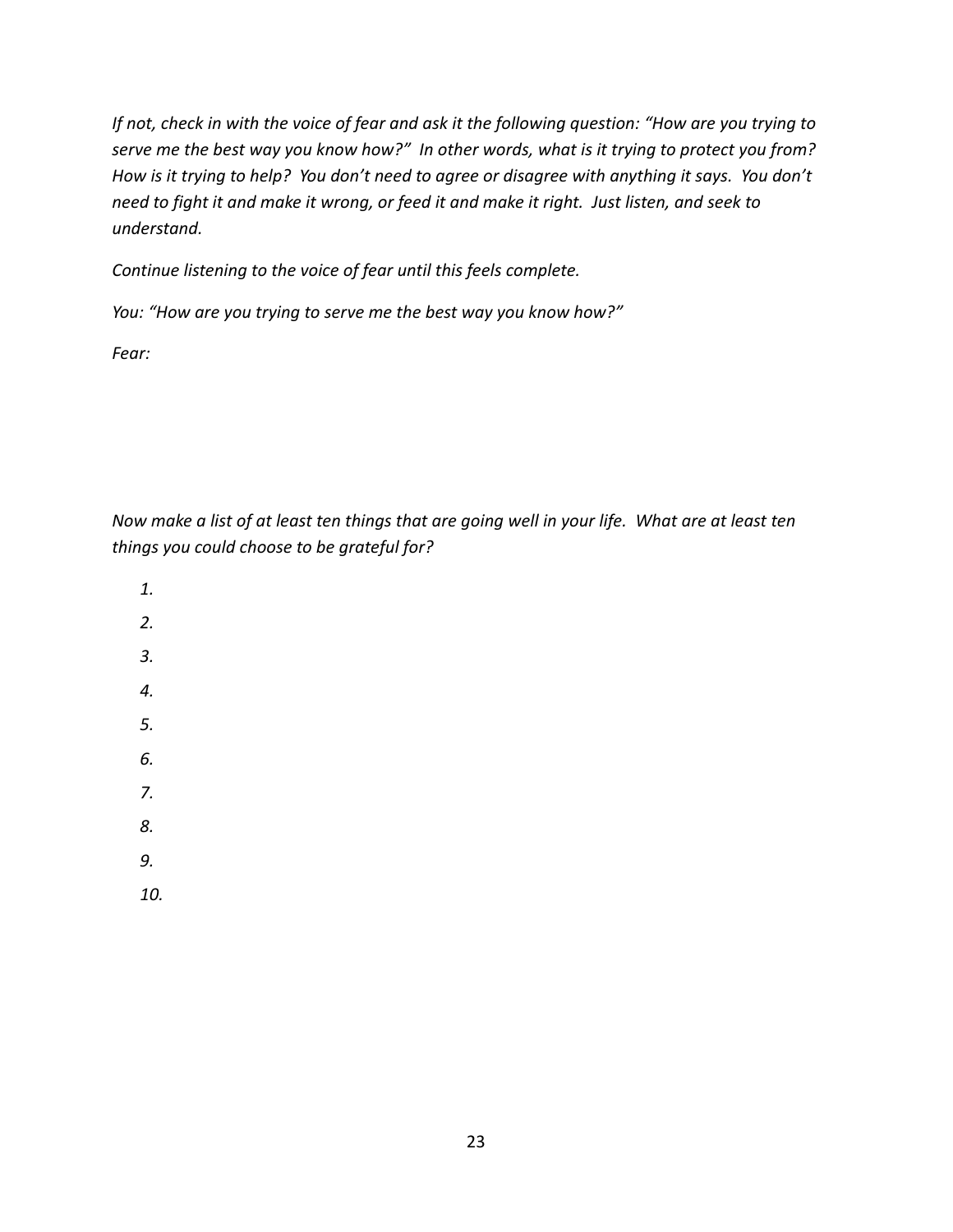*If not, check in with the voice of fear and ask it the following question: "How are you trying to serve me the best way you know how?" In other words, what is it trying to protect you from? How is it trying to help? You don't need to agree or disagree with anything it says. You don't need to fight it and make it wrong, or feed it and make it right. Just listen, and seek to understand.*

*Continue listening to the voice of fear until this feels complete.*

*You: "How are you trying to serve me the best way you know how?"*

*Fear:*

*Now make a list of at least ten things that are going well in your life. What are at least ten things you could choose to be grateful for?*

1.
2.
3.
4.
5.
6.
7.
8.
9.
10.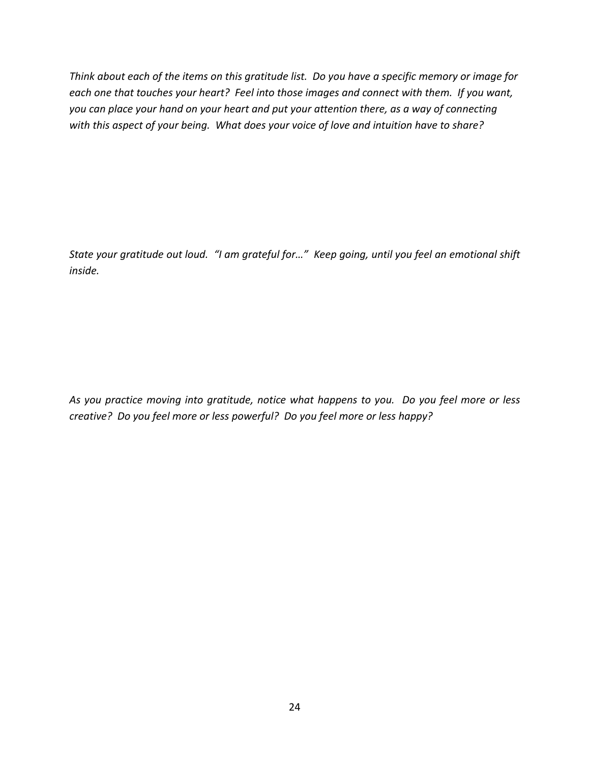*Think about each of the items on this gratitude list. Do you have a specific memory or image for each one that touches your heart? Feel into those images and connect with them. If you want, you can place your hand on your heart and put your attention there, as a way of connecting with this aspect of your being. What does your voice of love and intuition have to share?*

*State your gratitude out loud. "I am grateful for…" Keep going, until you feel an emotional shift inside.*

*As you practice moving into gratitude, notice what happens to you. Do you feel more or less creative? Do you feel more or less powerful? Do you feel more or less happy?*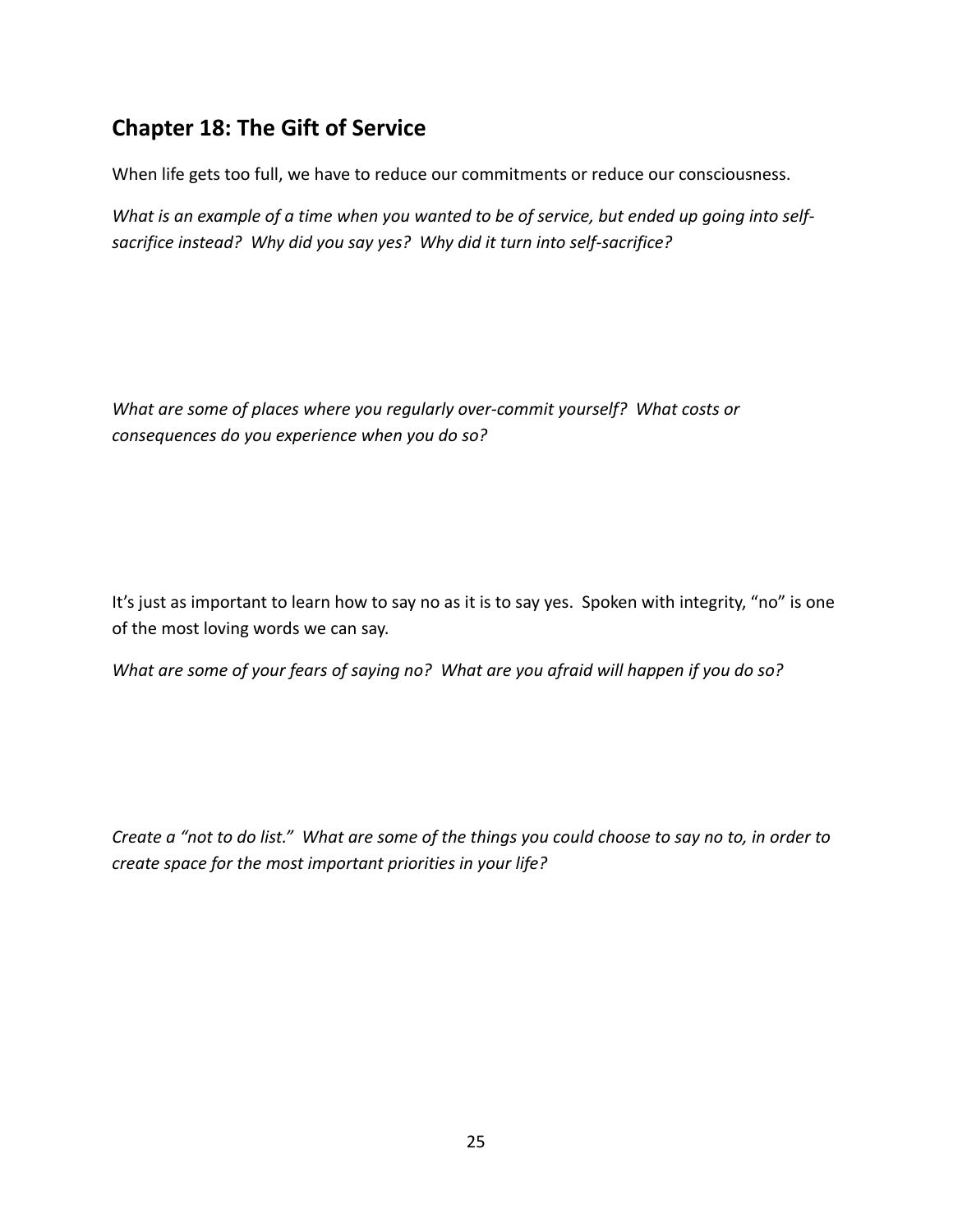## Chapter 18: The Gift of Service

When life gets too full, we have to reduce our commitments or reduce our consciousness.

*What is an example of a time when you wanted to be of service, but ended up going into self-sacrifice instead? Why did you say yes? Why did it turn into self-sacrifice?*

*What are some of places where you regularly over-commit yourself? What costs or consequences do you experience when you do so?*

It's just as important to learn how to say no as it is to say yes. Spoken with integrity, "no" is one of the most loving words we can say.

*What are some of your fears of saying no? What are you afraid will happen if you do so?*

*Create a "not to do list." What are some of the things you could choose to say no to, in order to create space for the most important priorities in your life?*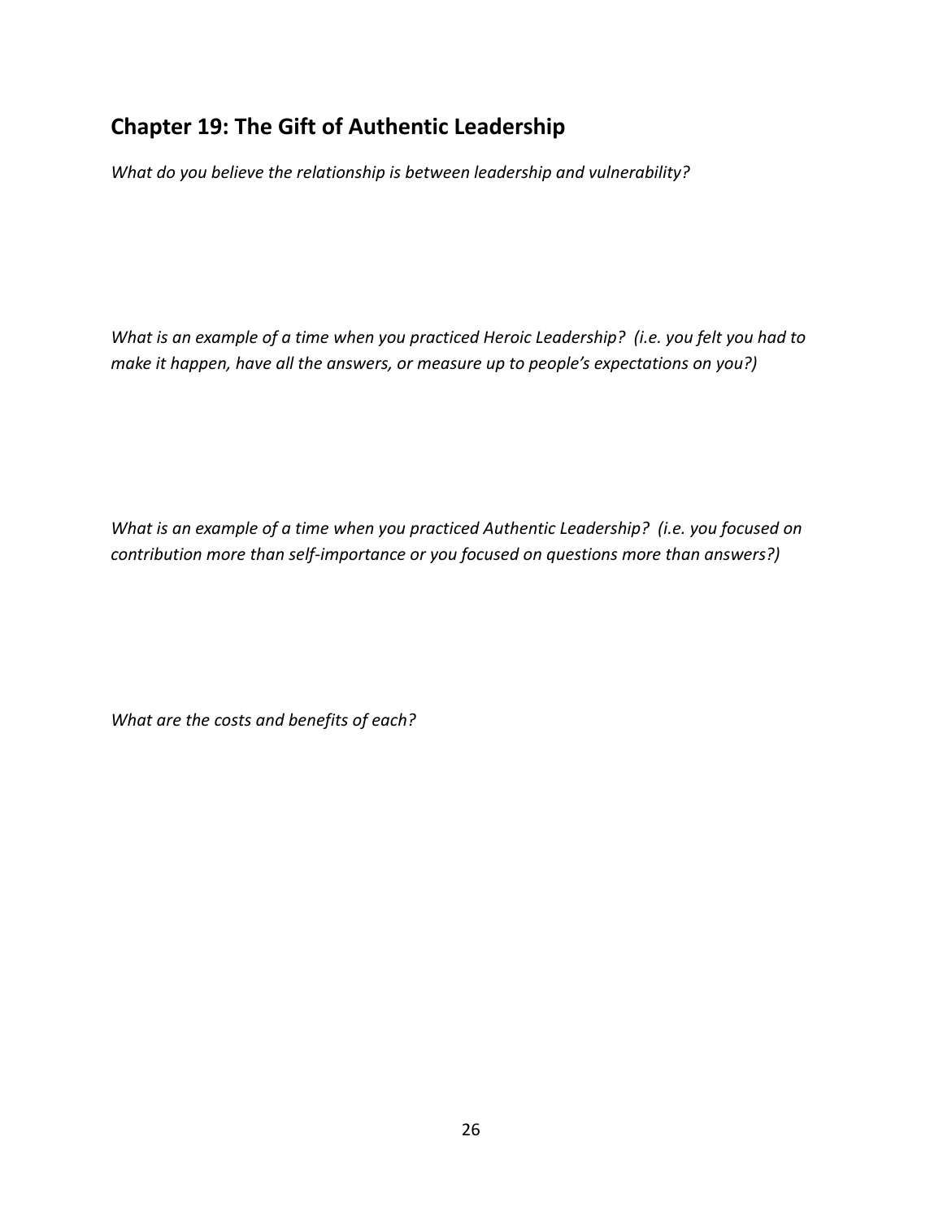## Chapter 19: The Gift of Authentic Leadership

*What do you believe the relationship is between leadership and vulnerability?*

*What is an example of a time when you practiced Heroic Leadership? (i.e. you felt you had to make it happen, have all the answers, or measure up to people's expectations on you?)*

*What is an example of a time when you practiced Authentic Leadership? (i.e. you focused on contribution more than self-importance or you focused on questions more than answers?)*

*What are the costs and benefits of each?*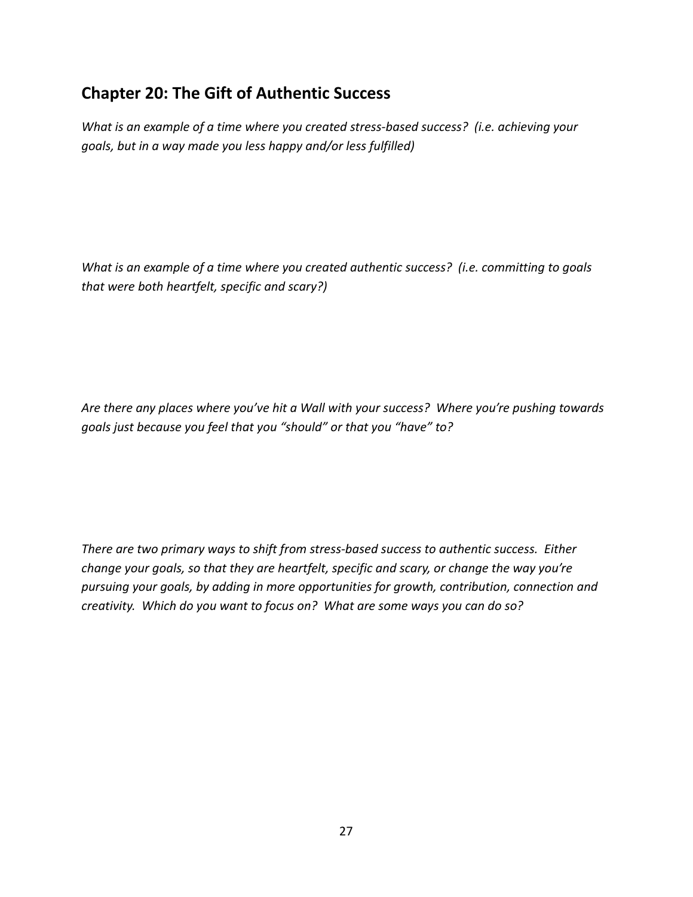## Chapter 20: The Gift of Authentic Success

*What is an example of a time where you created stress-based success? (i.e. achieving your goals, but in a way made you less happy and/or less fulfilled)*

*What is an example of a time where you created authentic success? (i.e. committing to goals that were both heartfelt, specific and scary?)*

*Are there any places where you've hit a Wall with your success? Where you're pushing towards goals just because you feel that you "should" or that you "have" to?*

*There are two primary ways to shift from stress-based success to authentic success. Either change your goals, so that they are heartfelt, specific and scary, or change the way you're pursuing your goals, by adding in more opportunities for growth, contribution, connection and creativity. Which do you want to focus on? What are some ways you can do so?*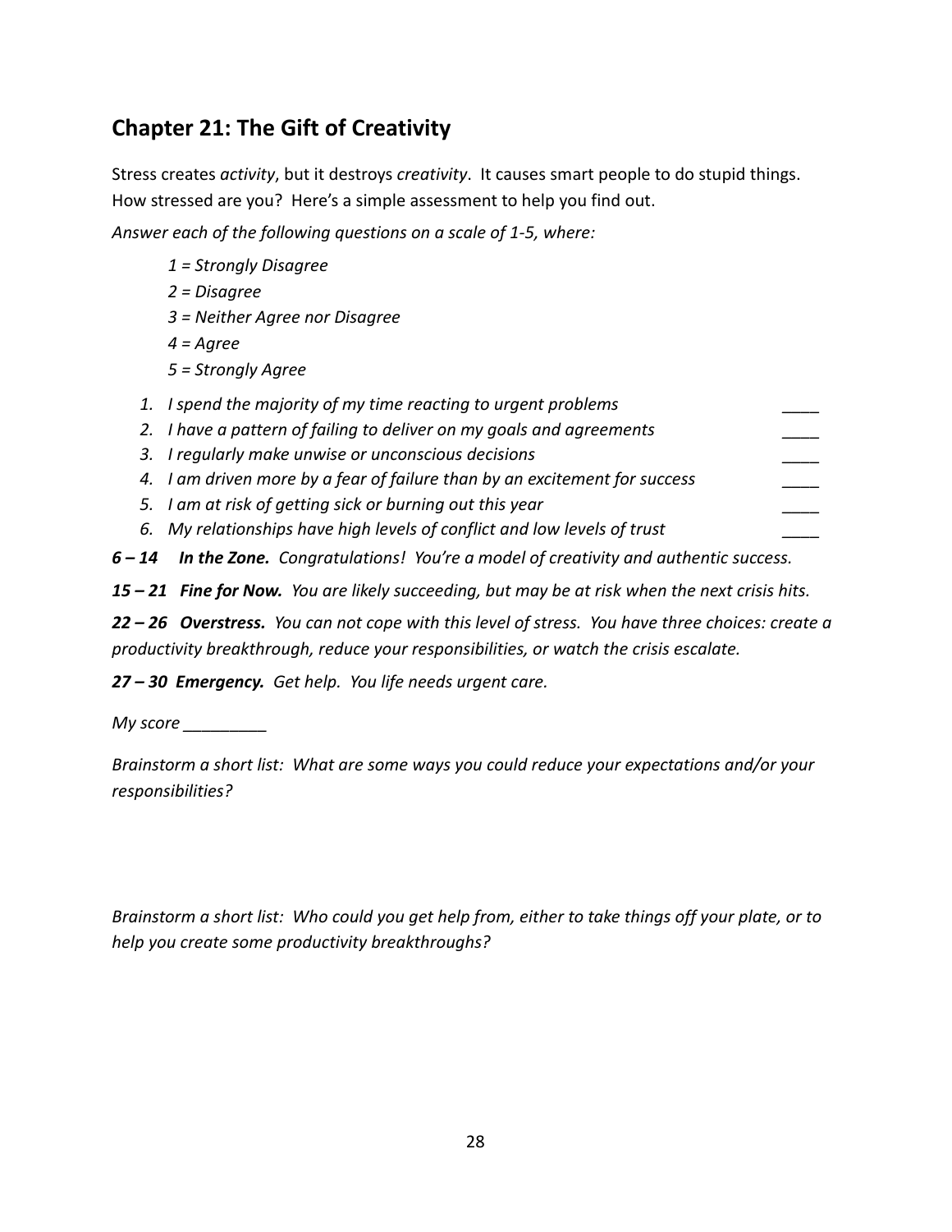## Chapter 21: The Gift of Creativity

Stress creates *activity*, but it destroys *creativity*. It causes smart people to do stupid things. How stressed are you? Here's a simple assessment to help you find out.

*Answer each of the following questions on a scale of 1-5, where:*

*1 = Strongly Disagree*

*2 = Disagree*

*3 = Neither Agree nor Disagree*

*4 = Agree*

*5 = Strongly Agree*

1. *I spend the majority of my time reacting to urgent problems* ____
2. *I have a pattern of failing to deliver on my goals and agreements* ____
3. *I regularly make unwise or unconscious decisions* ____
4. *I am driven more by a fear of failure than by an excitement for success* ____
5. *I am at risk of getting sick or burning out this year* ____
6. *My relationships have high levels of conflict and low levels of trust* ____

***6 – 14 In the Zone.*** *Congratulations! You're a model of creativity and authentic success.*

***15 – 21 Fine for Now.*** *You are likely succeeding, but may be at risk when the next crisis hits.*

***22 – 26 Overstress.*** *You can not cope with this level of stress. You have three choices: create a productivity breakthrough, reduce your responsibilities, or watch the crisis escalate.*

***27 – 30 Emergency.*** *Get help. You life needs urgent care.*

*My score* _________

*Brainstorm a short list: What are some ways you could reduce your expectations and/or your responsibilities?*

*Brainstorm a short list: Who could you get help from, either to take things off your plate, or to help you create some productivity breakthroughs?*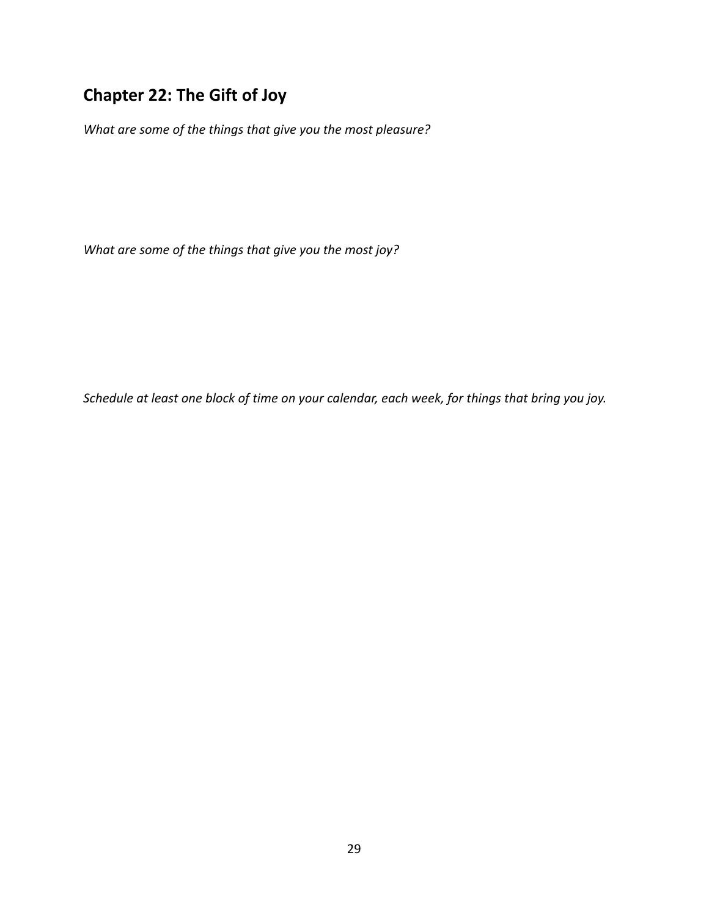## Chapter 22: The Gift of Joy

*What are some of the things that give you the most pleasure?*

*What are some of the things that give you the most joy?*

*Schedule at least one block of time on your calendar, each week, for things that bring you joy.*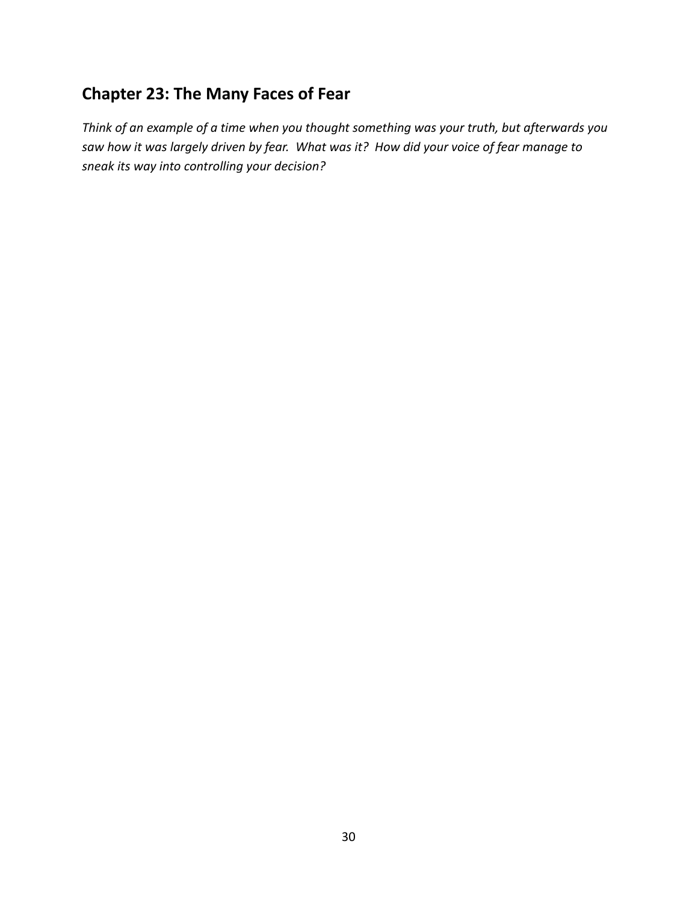## Chapter 23: The Many Faces of Fear

*Think of an example of a time when you thought something was your truth, but afterwards you saw how it was largely driven by fear. What was it? How did your voice of fear manage to sneak its way into controlling your decision?*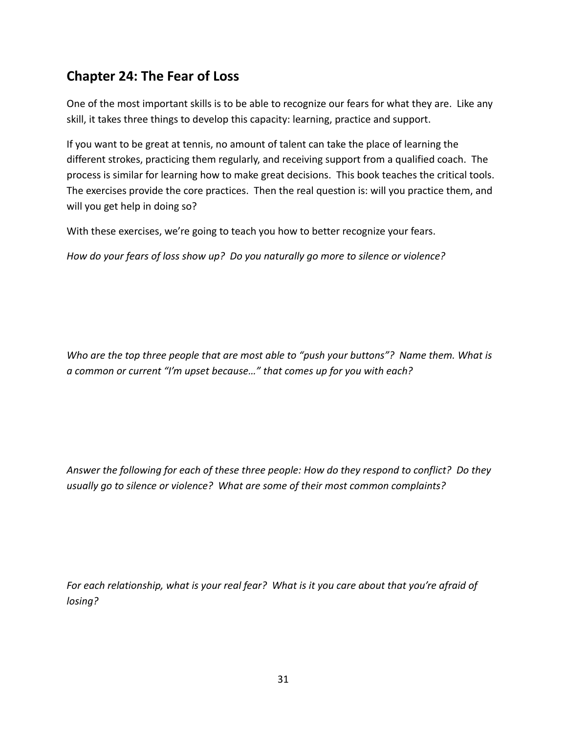## Chapter 24: The Fear of Loss

One of the most important skills is to be able to recognize our fears for what they are. Like any skill, it takes three things to develop this capacity: learning, practice and support.

If you want to be great at tennis, no amount of talent can take the place of learning the different strokes, practicing them regularly, and receiving support from a qualified coach. The process is similar for learning how to make great decisions. This book teaches the critical tools. The exercises provide the core practices. Then the real question is: will you practice them, and will you get help in doing so?

With these exercises, we're going to teach you how to better recognize your fears.

*How do your fears of loss show up? Do you naturally go more to silence or violence?*

*Who are the top three people that are most able to "push your buttons"? Name them. What is a common or current "I'm upset because…" that comes up for you with each?*

*Answer the following for each of these three people: How do they respond to conflict? Do they usually go to silence or violence? What are some of their most common complaints?*

*For each relationship, what is your real fear? What is it you care about that you're afraid of losing?*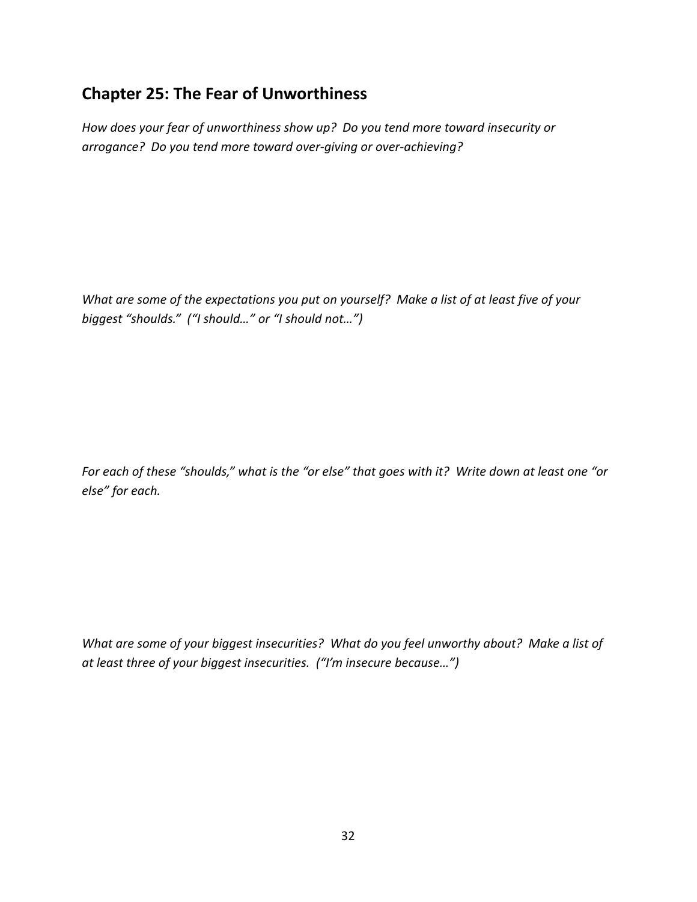## Chapter 25: The Fear of Unworthiness

*How does your fear of unworthiness show up? Do you tend more toward insecurity or arrogance? Do you tend more toward over-giving or over-achieving?*

*What are some of the expectations you put on yourself? Make a list of at least five of your biggest "shoulds." ("I should…" or "I should not…")*

*For each of these "shoulds," what is the "or else" that goes with it? Write down at least one "or else" for each.*

*What are some of your biggest insecurities? What do you feel unworthy about? Make a list of at least three of your biggest insecurities. ("I'm insecure because…")*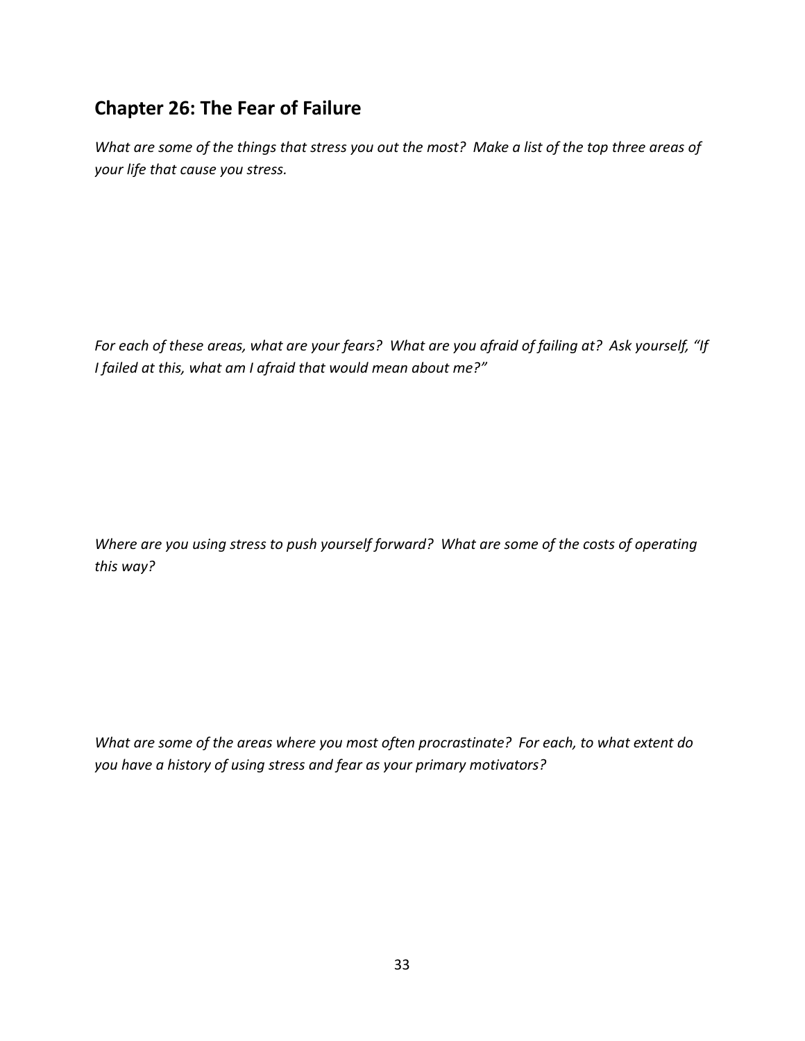## Chapter 26: The Fear of Failure

*What are some of the things that stress you out the most? Make a list of the top three areas of your life that cause you stress.*

*For each of these areas, what are your fears? What are you afraid of failing at? Ask yourself, "If I failed at this, what am I afraid that would mean about me?"*

*Where are you using stress to push yourself forward? What are some of the costs of operating this way?*

*What are some of the areas where you most often procrastinate? For each, to what extent do you have a history of using stress and fear as your primary motivators?*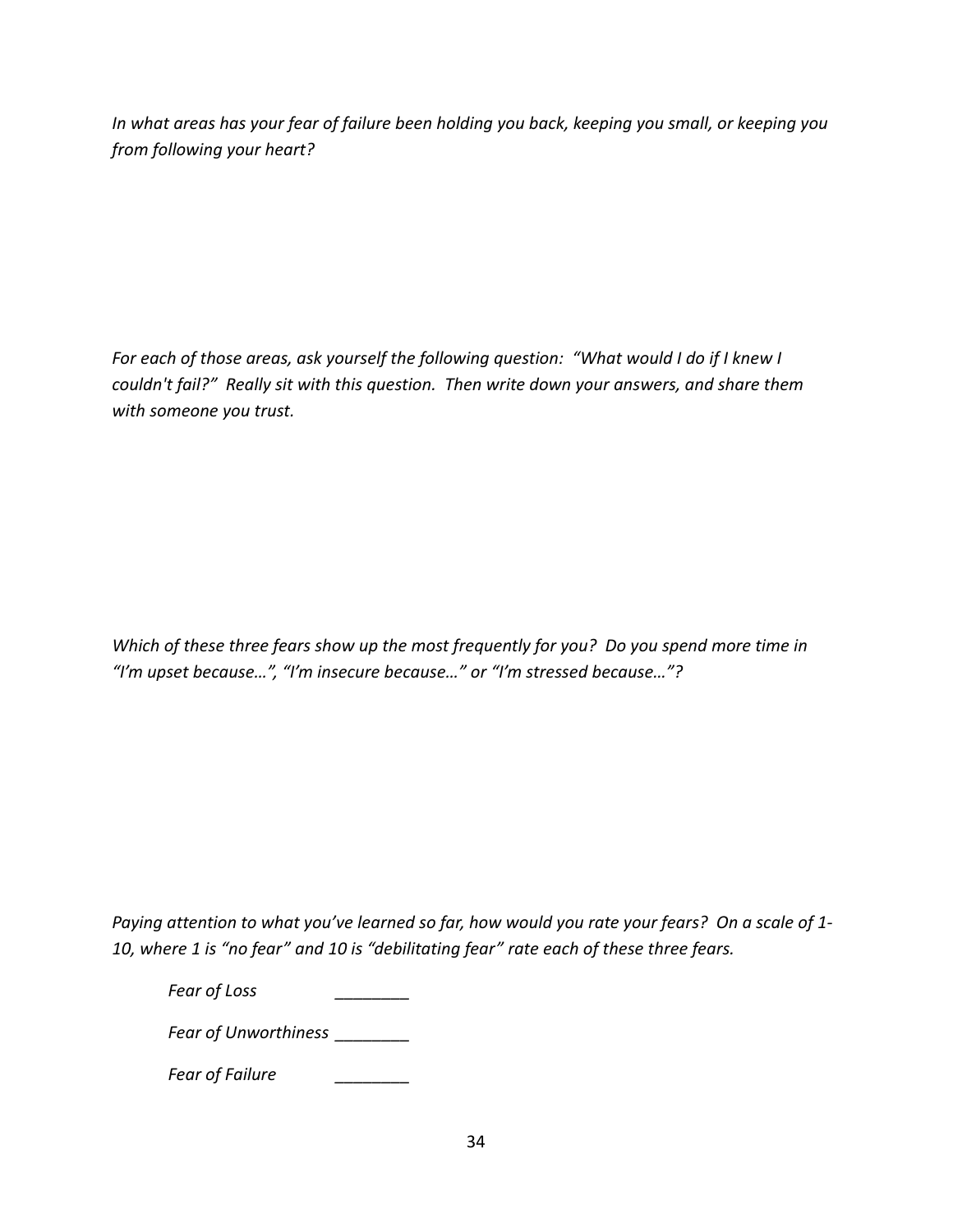*In what areas has your fear of failure been holding you back, keeping you small, or keeping you from following your heart?*

*For each of those areas, ask yourself the following question: "What would I do if I knew I couldn't fail?" Really sit with this question. Then write down your answers, and share them with someone you trust.*

*Which of these three fears show up the most frequently for you? Do you spend more time in "I'm upset because…", "I'm insecure because…" or "I'm stressed because…"?*

*Paying attention to what you've learned so far, how would you rate your fears? On a scale of 1-10, where 1 is "no fear" and 10 is "debilitating fear" rate each of these three fears.*

*Fear of Loss* ________

*Fear of Unworthiness* ________

*Fear of Failure* ________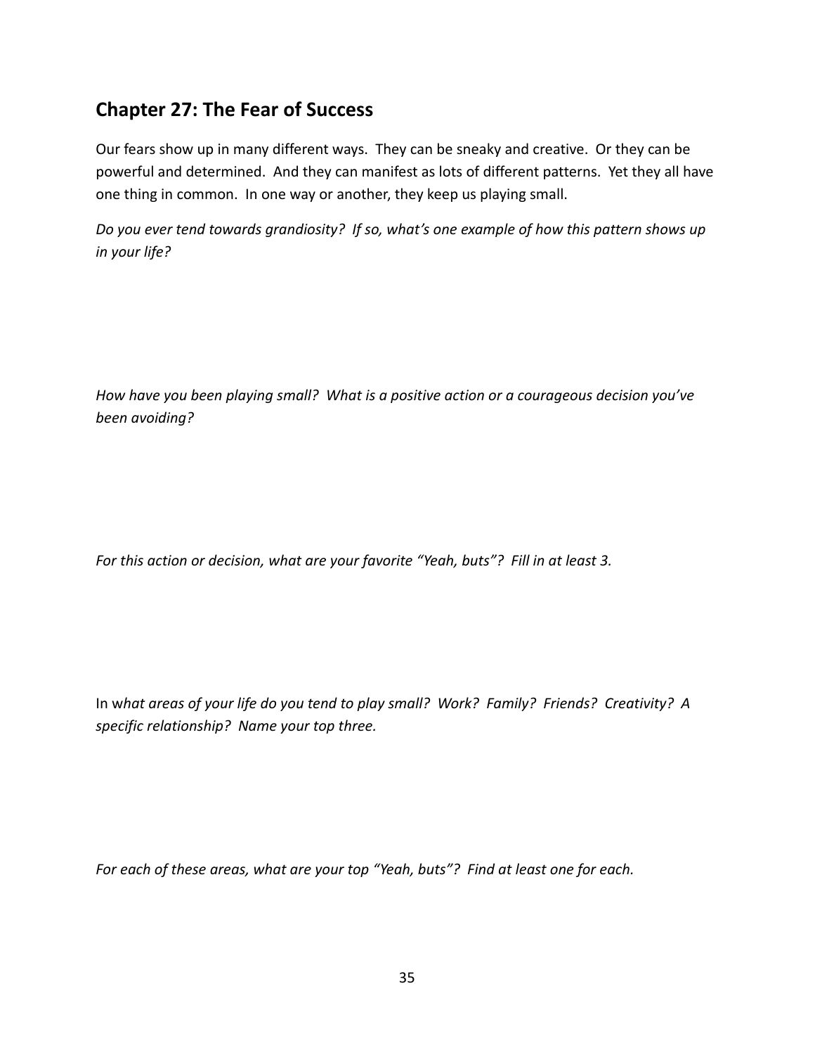## Chapter 27: The Fear of Success

Our fears show up in many different ways. They can be sneaky and creative. Or they can be powerful and determined. And they can manifest as lots of different patterns. Yet they all have one thing in common. In one way or another, they keep us playing small.

*Do you ever tend towards grandiosity? If so, what's one example of how this pattern shows up in your life?*

*How have you been playing small? What is a positive action or a courageous decision you've been avoiding?*

*For this action or decision, what are your favorite "Yeah, buts"? Fill in at least 3.*

In *what areas of your life do you tend to play small? Work? Family? Friends? Creativity? A specific relationship? Name your top three.*

*For each of these areas, what are your top "Yeah, buts"? Find at least one for each.*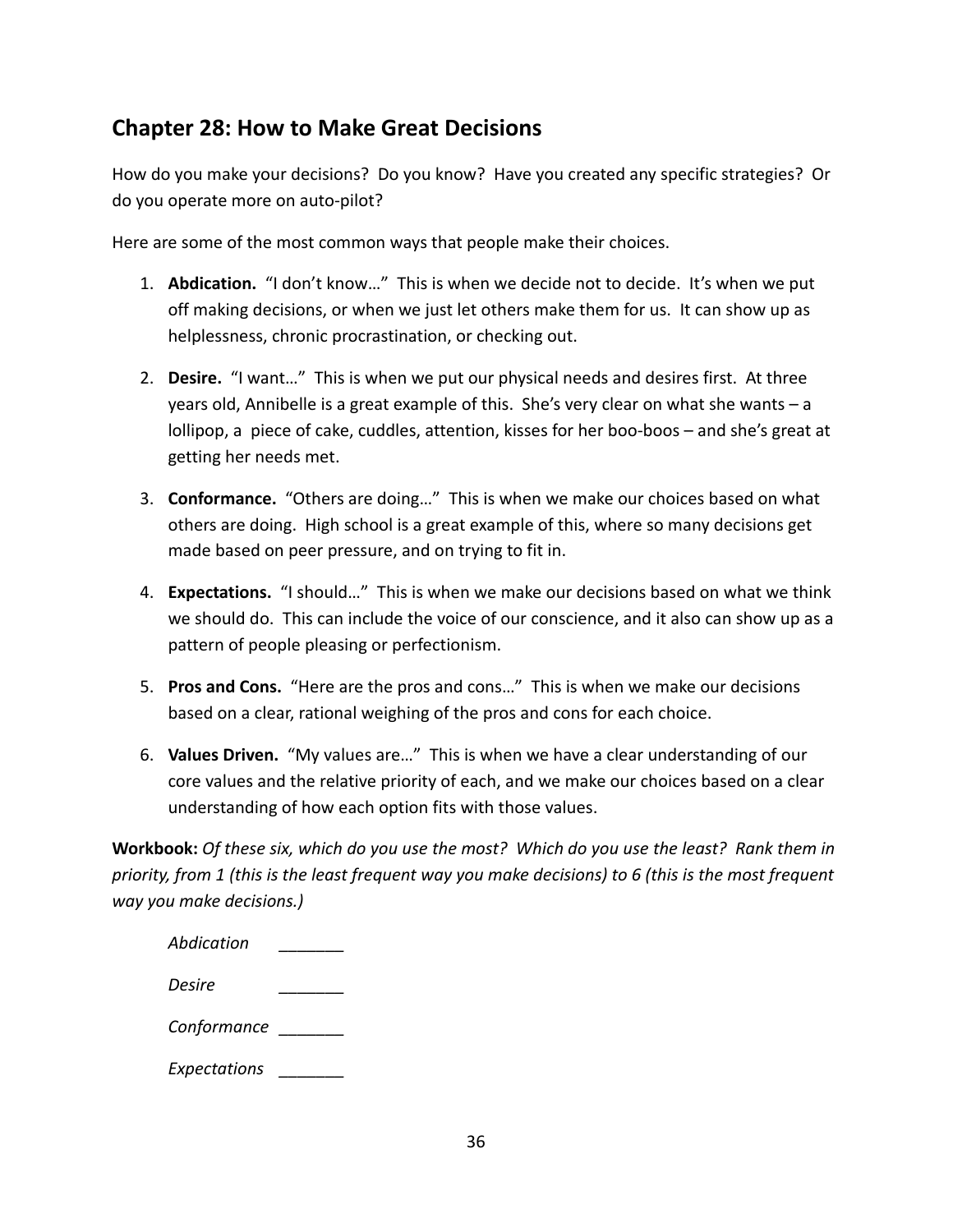## Chapter 28: How to Make Great Decisions

How do you make your decisions? Do you know? Have you created any specific strategies? Or do you operate more on auto-pilot?

Here are some of the most common ways that people make their choices.

1. **Abdication.** "I don't know…" This is when we decide not to decide. It's when we put off making decisions, or when we just let others make them for us. It can show up as helplessness, chronic procrastination, or checking out.

2. **Desire.** "I want…" This is when we put our physical needs and desires first. At three years old, Annibelle is a great example of this. She's very clear on what she wants – a lollipop, a piece of cake, cuddles, attention, kisses for her boo-boos – and she's great at getting her needs met.

3. **Conformance.** "Others are doing…" This is when we make our choices based on what others are doing. High school is a great example of this, where so many decisions get made based on peer pressure, and on trying to fit in.

4. **Expectations.** "I should…" This is when we make our decisions based on what we think we should do. This can include the voice of our conscience, and it also can show up as a pattern of people pleasing or perfectionism.

5. **Pros and Cons.** "Here are the pros and cons…" This is when we make our decisions based on a clear, rational weighing of the pros and cons for each choice.

6. **Values Driven.** "My values are…" This is when we have a clear understanding of our core values and the relative priority of each, and we make our choices based on a clear understanding of how each option fits with those values.

**Workbook:** *Of these six, which do you use the most? Which do you use the least? Rank them in priority, from 1 (this is the least frequent way you make decisions) to 6 (this is the most frequent way you make decisions.)*

*Abdication* _______

*Desire* _______

*Conformance* _______

*Expectations* _______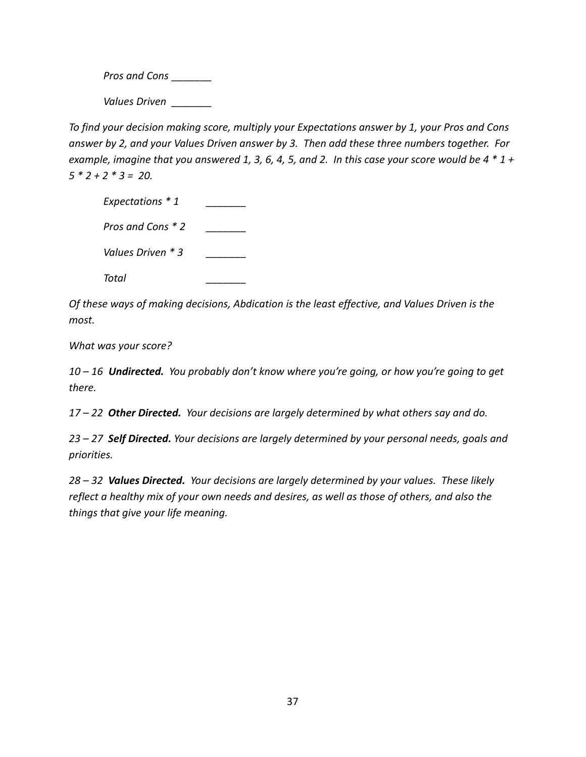*Pros and Cons _______*

*Values Driven _______*

*To find your decision making score, multiply your Expectations answer by 1, your Pros and Cons answer by 2, and your Values Driven answer by 3. Then add these three numbers together. For example, imagine that you answered 1, 3, 6, 4, 5, and 2. In this case your score would be 4 * 1 + 5 * 2 + 2 * 3 = 20.*

| | |
|---|---|
| *Expectations * 1* | _______ |
| *Pros and Cons * 2* | _______ |
| *Values Driven * 3* | _______ |
| *Total* | _______ |

*Of these ways of making decisions, Abdication is the least effective, and Values Driven is the most.*

*What was your score?*

*10 – 16* ***Undirected.*** *You probably don't know where you're going, or how you're going to get there.*

*17 – 22* ***Other Directed.*** *Your decisions are largely determined by what others say and do.*

*23 – 27* ***Self Directed.*** *Your decisions are largely determined by your personal needs, goals and priorities.*

*28 – 32* ***Values Directed.*** *Your decisions are largely determined by your values. These likely reflect a healthy mix of your own needs and desires, as well as those of others, and also the things that give your life meaning.*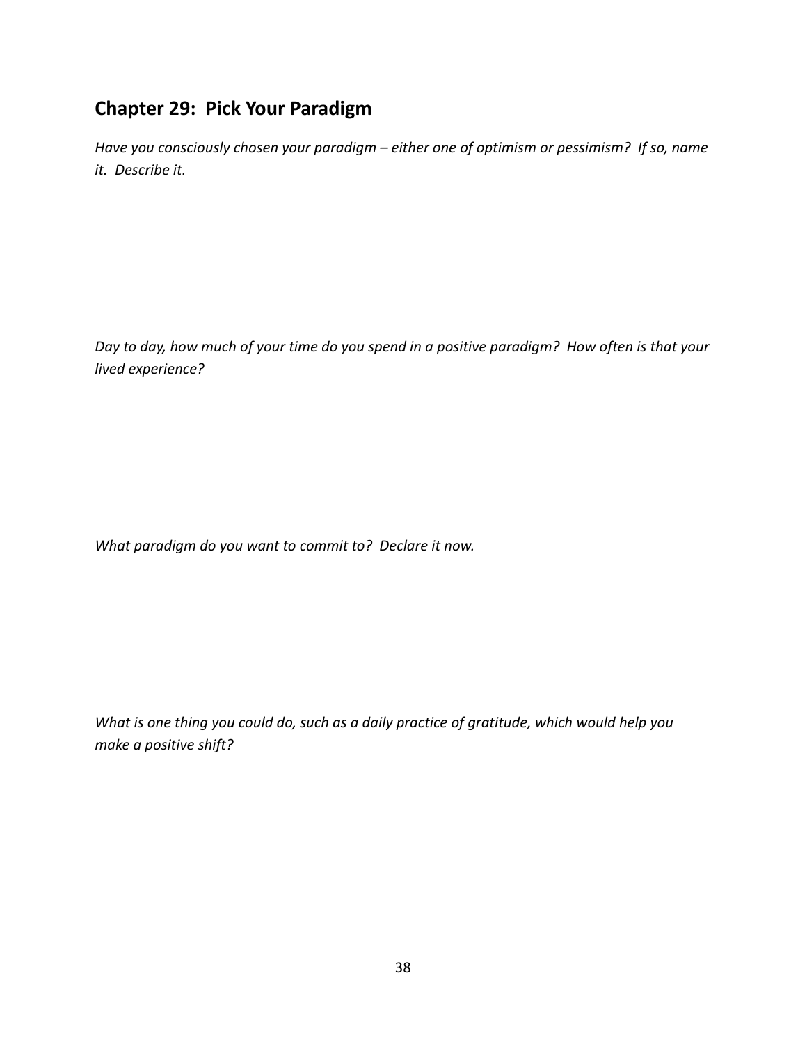## Chapter 29: Pick Your Paradigm

*Have you consciously chosen your paradigm – either one of optimism or pessimism? If so, name it. Describe it.*

*Day to day, how much of your time do you spend in a positive paradigm? How often is that your lived experience?*

*What paradigm do you want to commit to? Declare it now.*

*What is one thing you could do, such as a daily practice of gratitude, which would help you make a positive shift?*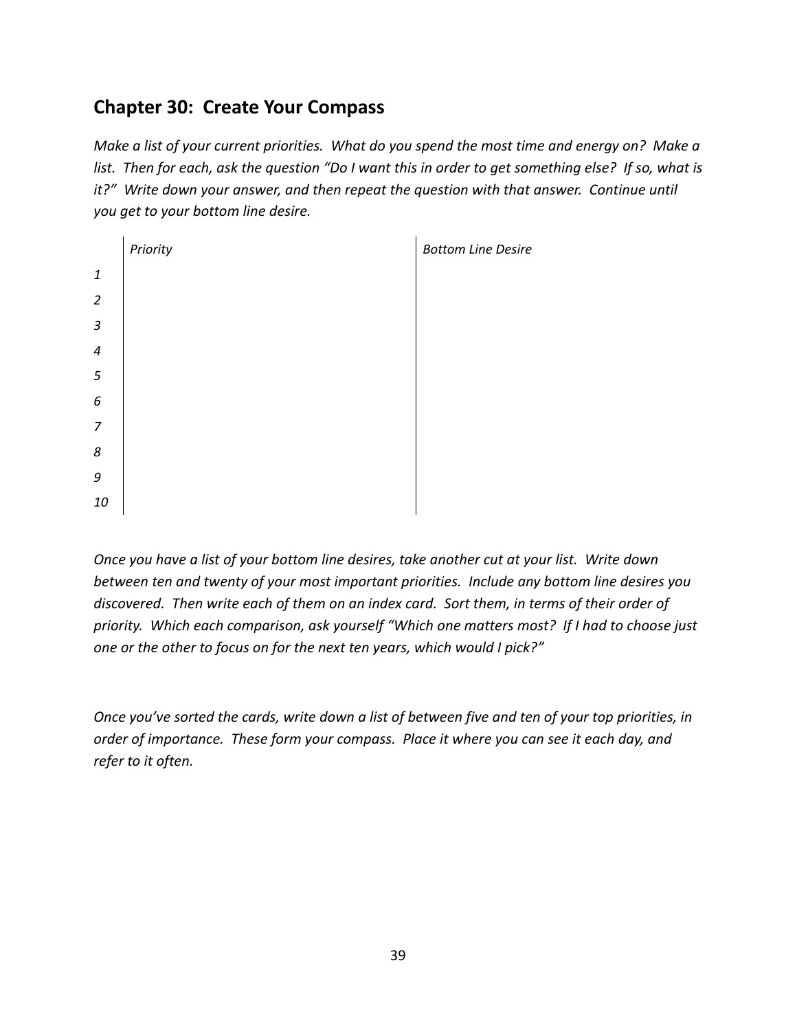## Chapter 30: Create Your Compass

*Make a list of your current priorities. What do you spend the most time and energy on? Make a list. Then for each, ask the question "Do I want this in order to get something else? If so, what is it?" Write down your answer, and then repeat the question with that answer. Continue until you get to your bottom line desire.*

| | *Priority* | *Bottom Line Desire* |
|---|---|---|
| *1* | | |
| *2* | | |
| *3* | | |
| *4* | | |
| *5* | | |
| *6* | | |
| *7* | | |
| *8* | | |
| *9* | | |
| *10* | | |

*Once you have a list of your bottom line desires, take another cut at your list. Write down between ten and twenty of your most important priorities. Include any bottom line desires you discovered. Then write each of them on an index card. Sort them, in terms of their order of priority. Which each comparison, ask yourself "Which one matters most? If I had to choose just one or the other to focus on for the next ten years, which would I pick?"*

*Once you've sorted the cards, write down a list of between five and ten of your top priorities, in order of importance. These form your compass. Place it where you can see it each day, and refer to it often.*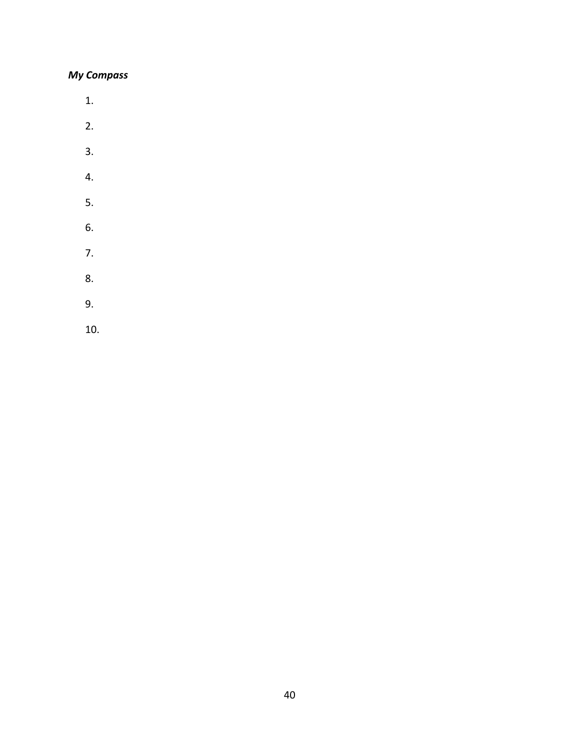***My Compass***

1.
2.
3.
4.
5.
6.
7.
8.
9.
10.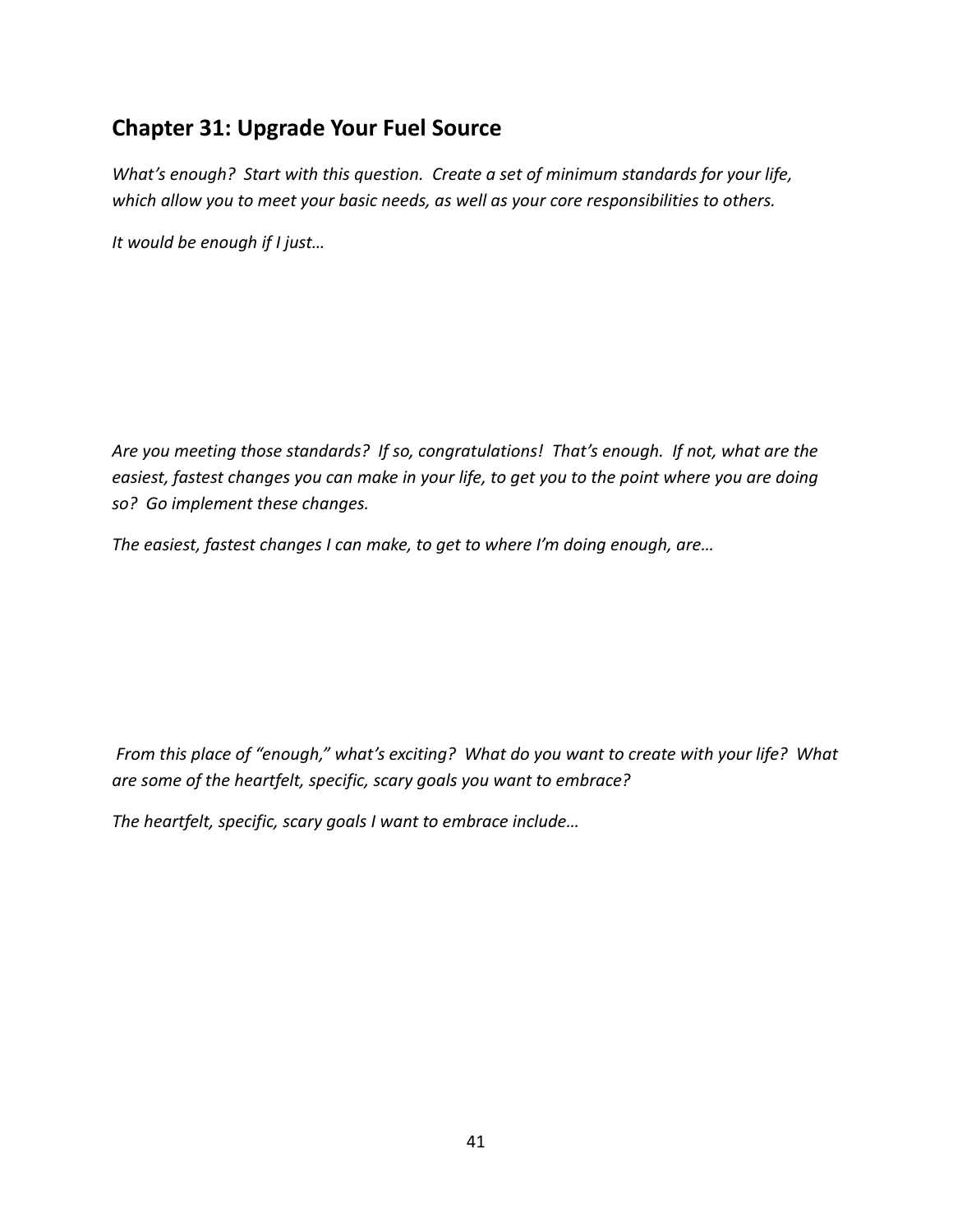## Chapter 31: Upgrade Your Fuel Source

*What's enough? Start with this question. Create a set of minimum standards for your life, which allow you to meet your basic needs, as well as your core responsibilities to others.*

*It would be enough if I just…*

*Are you meeting those standards? If so, congratulations! That's enough. If not, what are the easiest, fastest changes you can make in your life, to get you to the point where you are doing so? Go implement these changes.*

*The easiest, fastest changes I can make, to get to where I'm doing enough, are…*

*From this place of "enough," what's exciting? What do you want to create with your life? What are some of the heartfelt, specific, scary goals you want to embrace?*

*The heartfelt, specific, scary goals I want to embrace include…*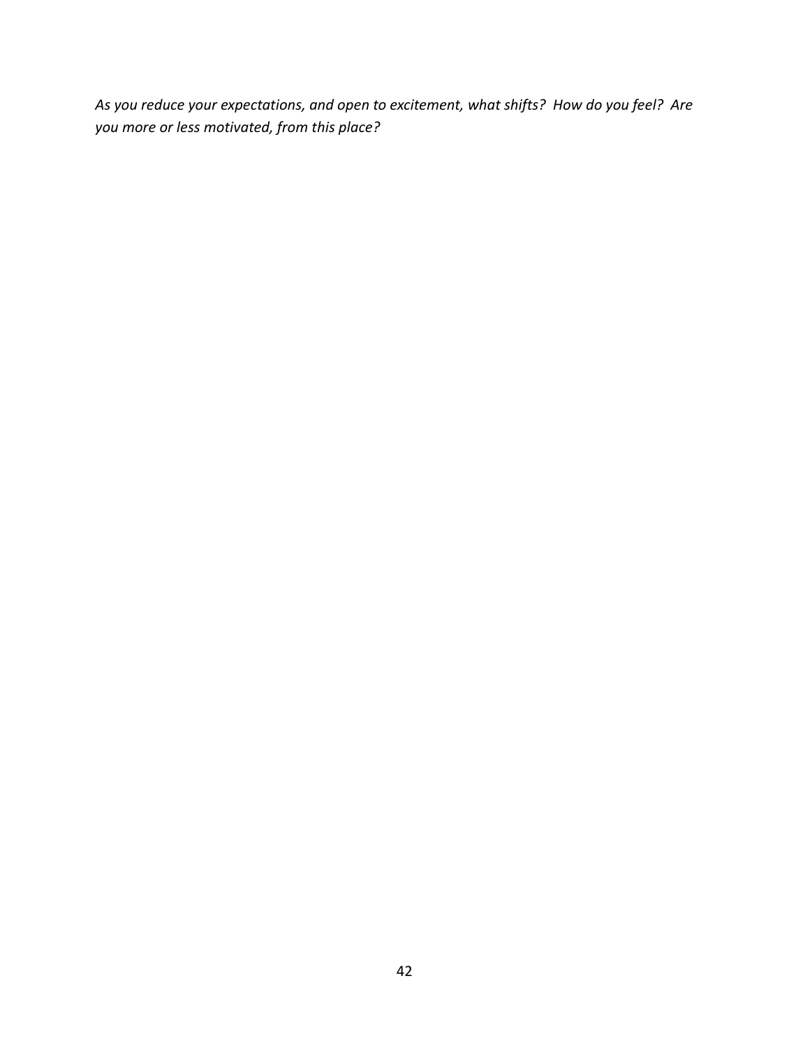*As you reduce your expectations, and open to excitement, what shifts? How do you feel? Are you more or less motivated, from this place?*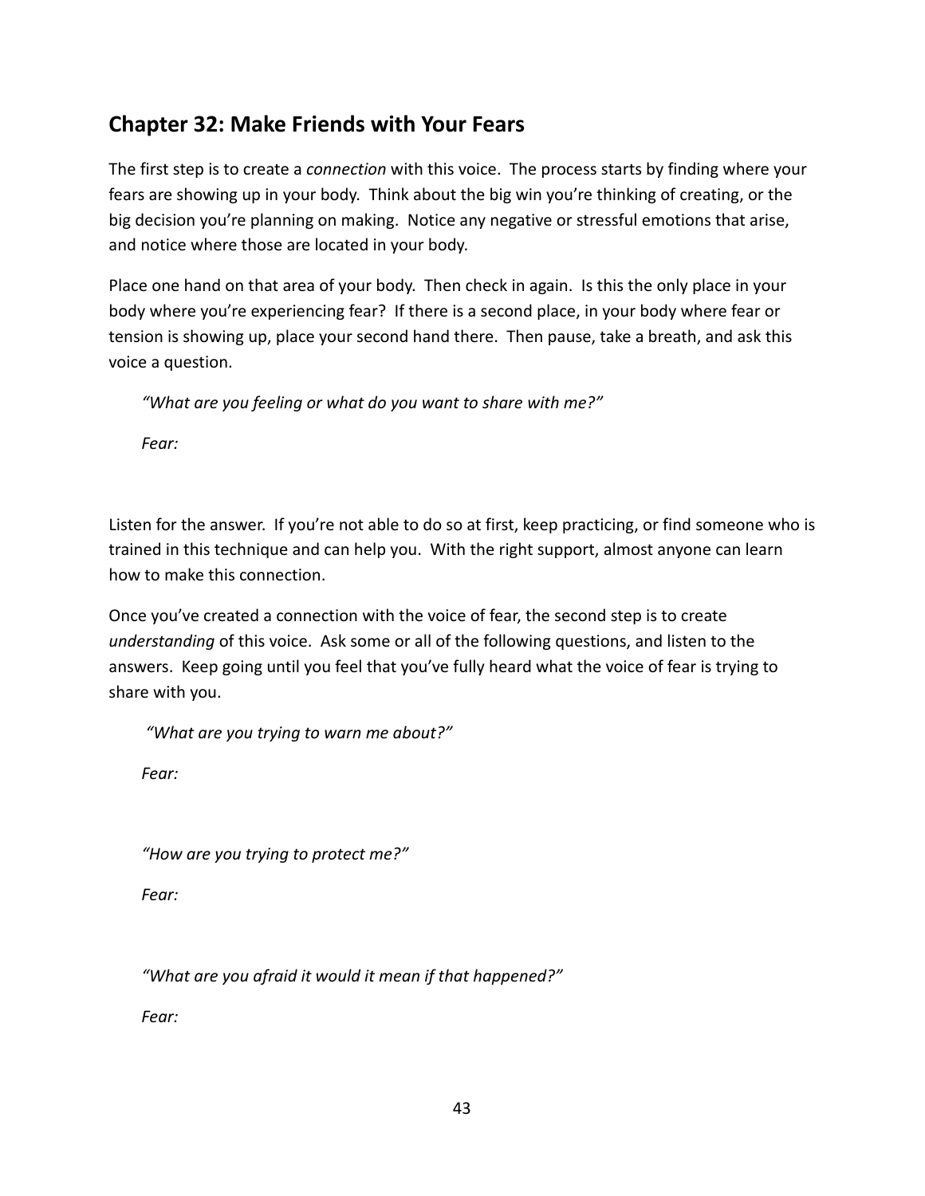## Chapter 32: Make Friends with Your Fears

The first step is to create a *connection* with this voice. The process starts by finding where your fears are showing up in your body. Think about the big win you're thinking of creating, or the big decision you're planning on making. Notice any negative or stressful emotions that arise, and notice where those are located in your body.

Place one hand on that area of your body. Then check in again. Is this the only place in your body where you're experiencing fear? If there is a second place, in your body where fear or tension is showing up, place your second hand there. Then pause, take a breath, and ask this voice a question.

> *"What are you feeling or what do you want to share with me?"*
>
> *Fear:*

Listen for the answer. If you're not able to do so at first, keep practicing, or find someone who is trained in this technique and can help you. With the right support, almost anyone can learn how to make this connection.

Once you've created a connection with the voice of fear, the second step is to create *understanding* of this voice. Ask some or all of the following questions, and listen to the answers. Keep going until you feel that you've fully heard what the voice of fear is trying to share with you.

> *"What are you trying to warn me about?"*
>
> *Fear:*

> *"How are you trying to protect me?"*
>
> *Fear:*

> *"What are you afraid it would it mean if that happened?"*
>
> *Fear:*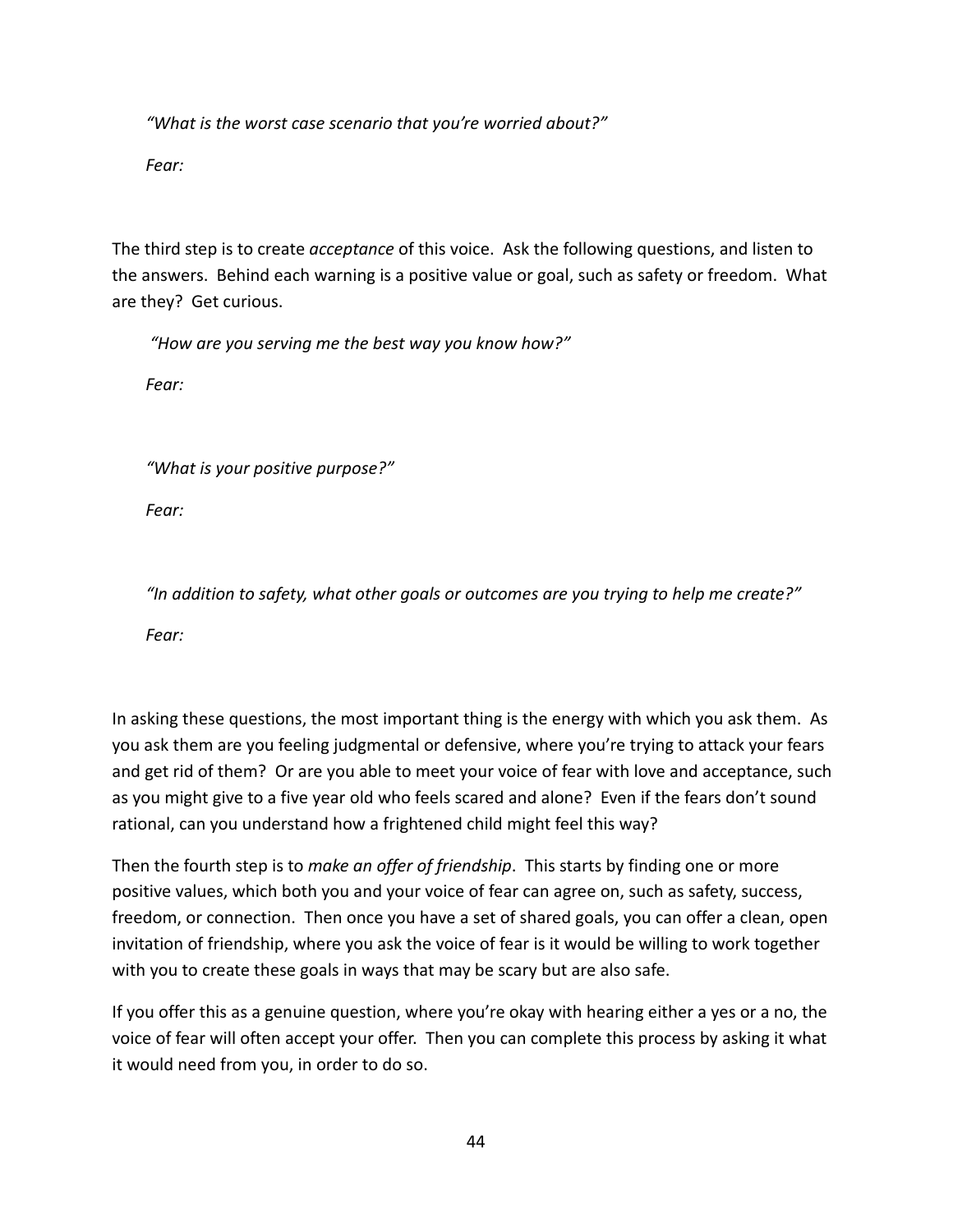*"What is the worst case scenario that you're worried about?"*

*Fear:*

The third step is to create *acceptance* of this voice. Ask the following questions, and listen to the answers. Behind each warning is a positive value or goal, such as safety or freedom. What are they? Get curious.

*"How are you serving me the best way you know how?"*

*Fear:*

*"What is your positive purpose?"*

*Fear:*

*"In addition to safety, what other goals or outcomes are you trying to help me create?"*

*Fear:*

In asking these questions, the most important thing is the energy with which you ask them. As you ask them are you feeling judgmental or defensive, where you're trying to attack your fears and get rid of them? Or are you able to meet your voice of fear with love and acceptance, such as you might give to a five year old who feels scared and alone? Even if the fears don't sound rational, can you understand how a frightened child might feel this way?

Then the fourth step is to *make an offer of friendship*. This starts by finding one or more positive values, which both you and your voice of fear can agree on, such as safety, success, freedom, or connection. Then once you have a set of shared goals, you can offer a clean, open invitation of friendship, where you ask the voice of fear is it would be willing to work together with you to create these goals in ways that may be scary but are also safe.

If you offer this as a genuine question, where you're okay with hearing either a yes or a no, the voice of fear will often accept your offer. Then you can complete this process by asking it what it would need from you, in order to do so.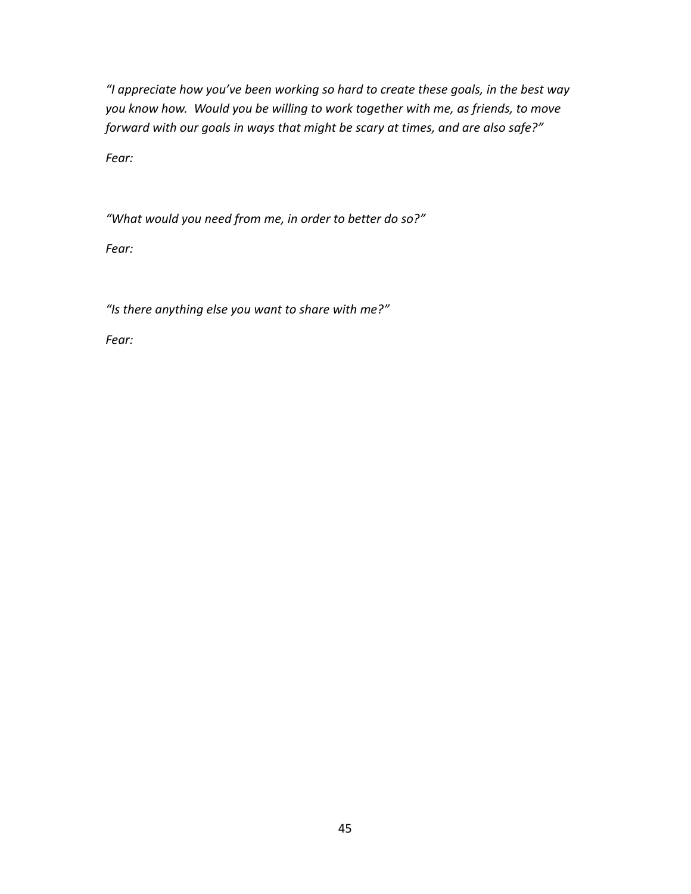*"I appreciate how you've been working so hard to create these goals, in the best way you know how. Would you be willing to work together with me, as friends, to move forward with our goals in ways that might be scary at times, and are also safe?"*

*Fear:*

*"What would you need from me, in order to better do so?"*

*Fear:*

*"Is there anything else you want to share with me?"*

*Fear:*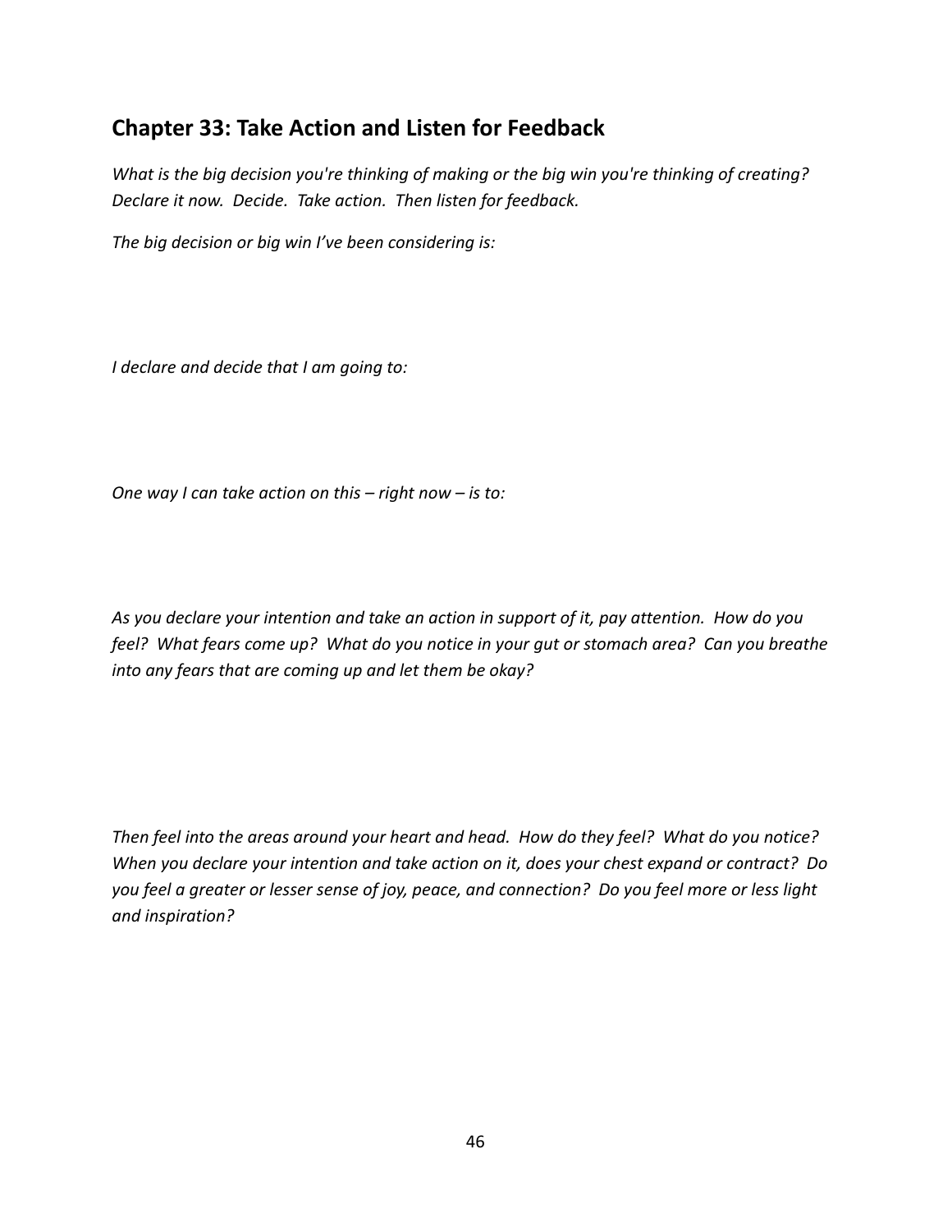## Chapter 33: Take Action and Listen for Feedback

*What is the big decision you're thinking of making or the big win you're thinking of creating? Declare it now. Decide. Take action. Then listen for feedback.*

*The big decision or big win I've been considering is:*

*I declare and decide that I am going to:*

*One way I can take action on this – right now – is to:*

*As you declare your intention and take an action in support of it, pay attention. How do you feel? What fears come up? What do you notice in your gut or stomach area? Can you breathe into any fears that are coming up and let them be okay?*

*Then feel into the areas around your heart and head. How do they feel? What do you notice? When you declare your intention and take action on it, does your chest expand or contract? Do you feel a greater or lesser sense of joy, peace, and connection? Do you feel more or less light and inspiration?*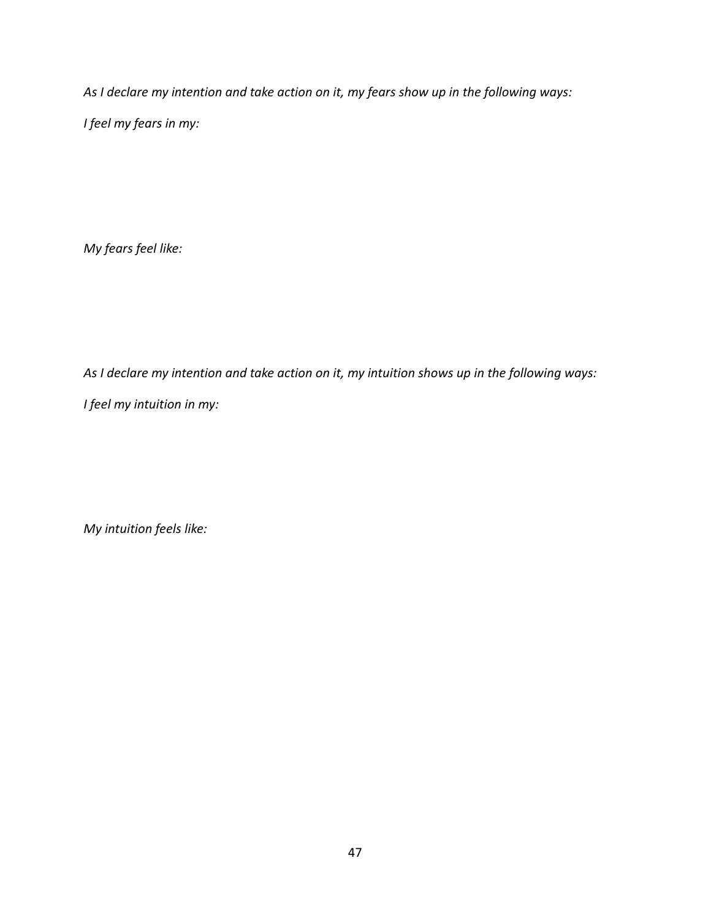*As I declare my intention and take action on it, my fears show up in the following ways:*

*I feel my fears in my:*

*My fears feel like:*

*As I declare my intention and take action on it, my intuition shows up in the following ways:*

*I feel my intuition in my:*

*My intuition feels like:*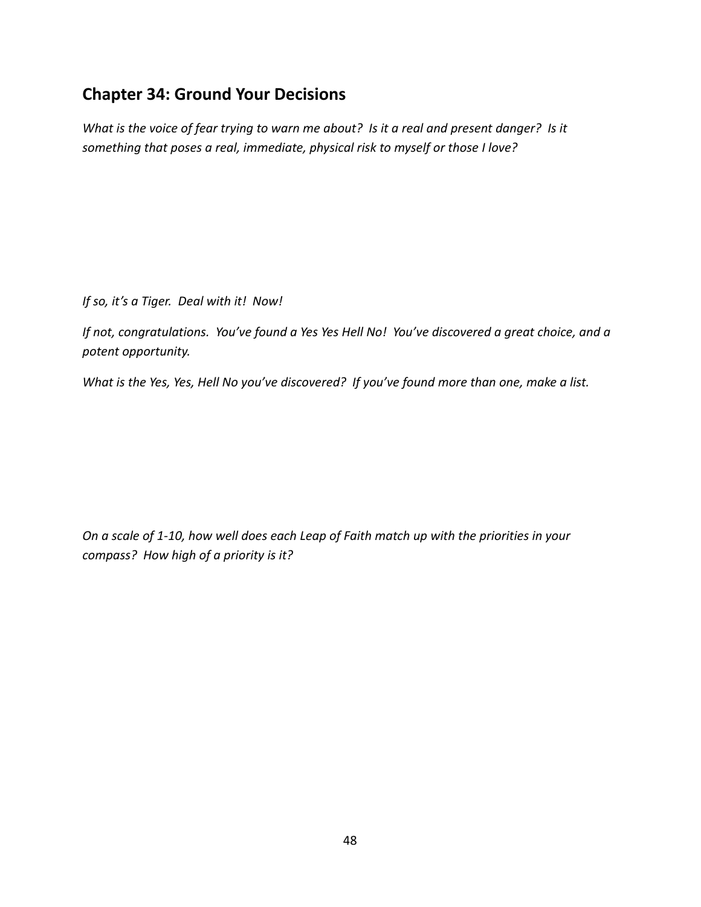## Chapter 34: Ground Your Decisions

*What is the voice of fear trying to warn me about? Is it a real and present danger? Is it something that poses a real, immediate, physical risk to myself or those I love?*

*If so, it's a Tiger. Deal with it! Now!*

*If not, congratulations. You've found a Yes Yes Hell No! You've discovered a great choice, and a potent opportunity.*

*What is the Yes, Yes, Hell No you've discovered? If you've found more than one, make a list.*

*On a scale of 1-10, how well does each Leap of Faith match up with the priorities in your compass? How high of a priority is it?*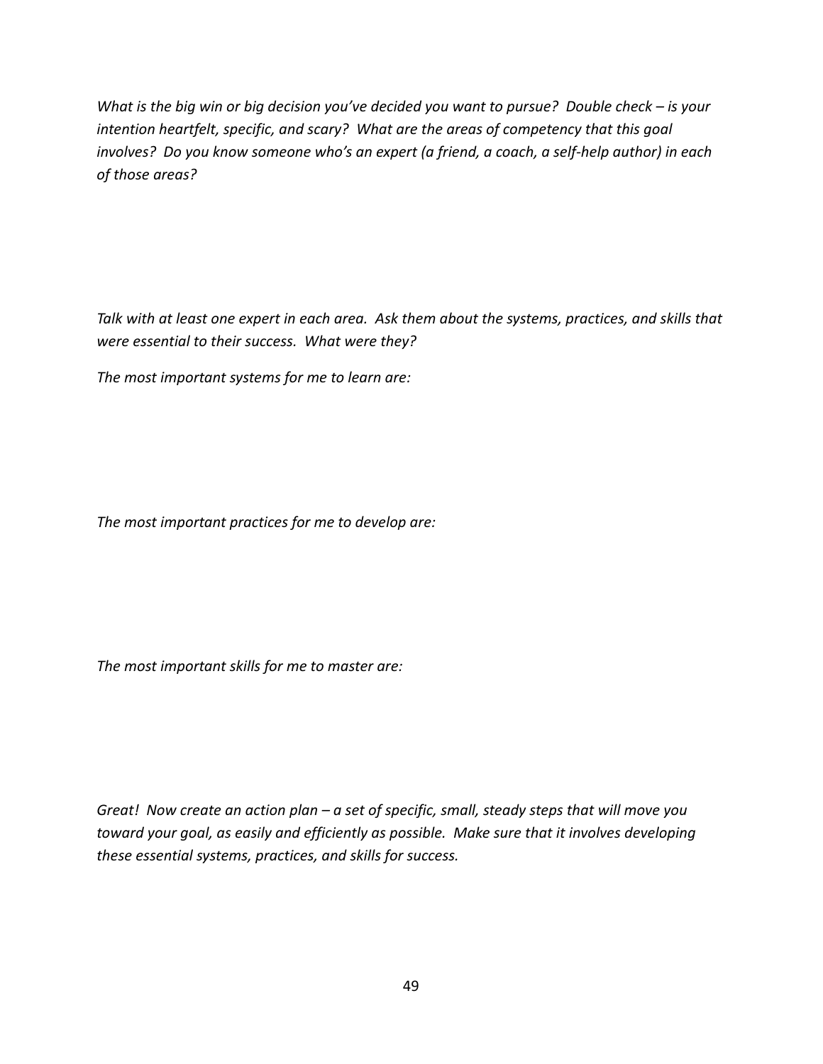*What is the big win or big decision you've decided you want to pursue? Double check – is your intention heartfelt, specific, and scary? What are the areas of competency that this goal involves? Do you know someone who's an expert (a friend, a coach, a self-help author) in each of those areas?*

*Talk with at least one expert in each area. Ask them about the systems, practices, and skills that were essential to their success. What were they?*

*The most important systems for me to learn are:*

*The most important practices for me to develop are:*

*The most important skills for me to master are:*

*Great! Now create an action plan – a set of specific, small, steady steps that will move you toward your goal, as easily and efficiently as possible. Make sure that it involves developing these essential systems, practices, and skills for success.*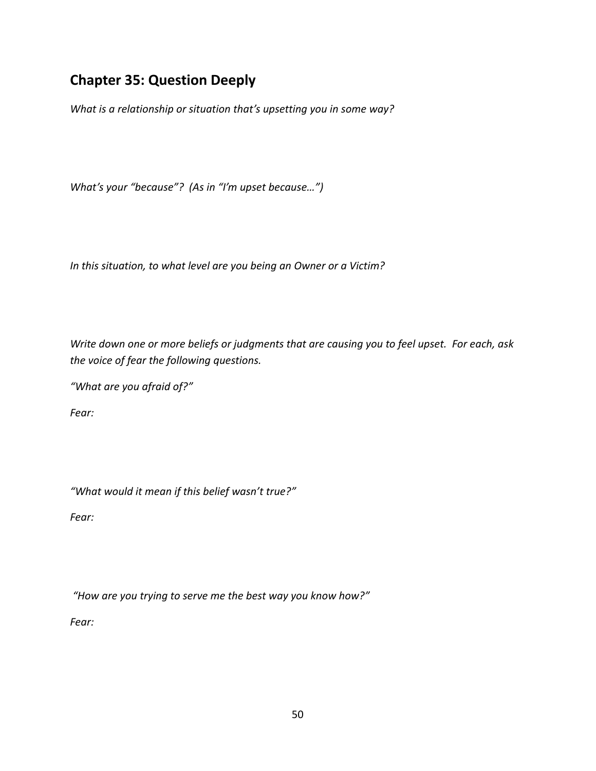## Chapter 35: Question Deeply

*What is a relationship or situation that's upsetting you in some way?*

*What's your "because"? (As in "I'm upset because…")*

*In this situation, to what level are you being an Owner or a Victim?*

*Write down one or more beliefs or judgments that are causing you to feel upset. For each, ask the voice of fear the following questions.*

*"What are you afraid of?"*

*Fear:*

*"What would it mean if this belief wasn't true?"*

*Fear:*

*"How are you trying to serve me the best way you know how?"*

*Fear:*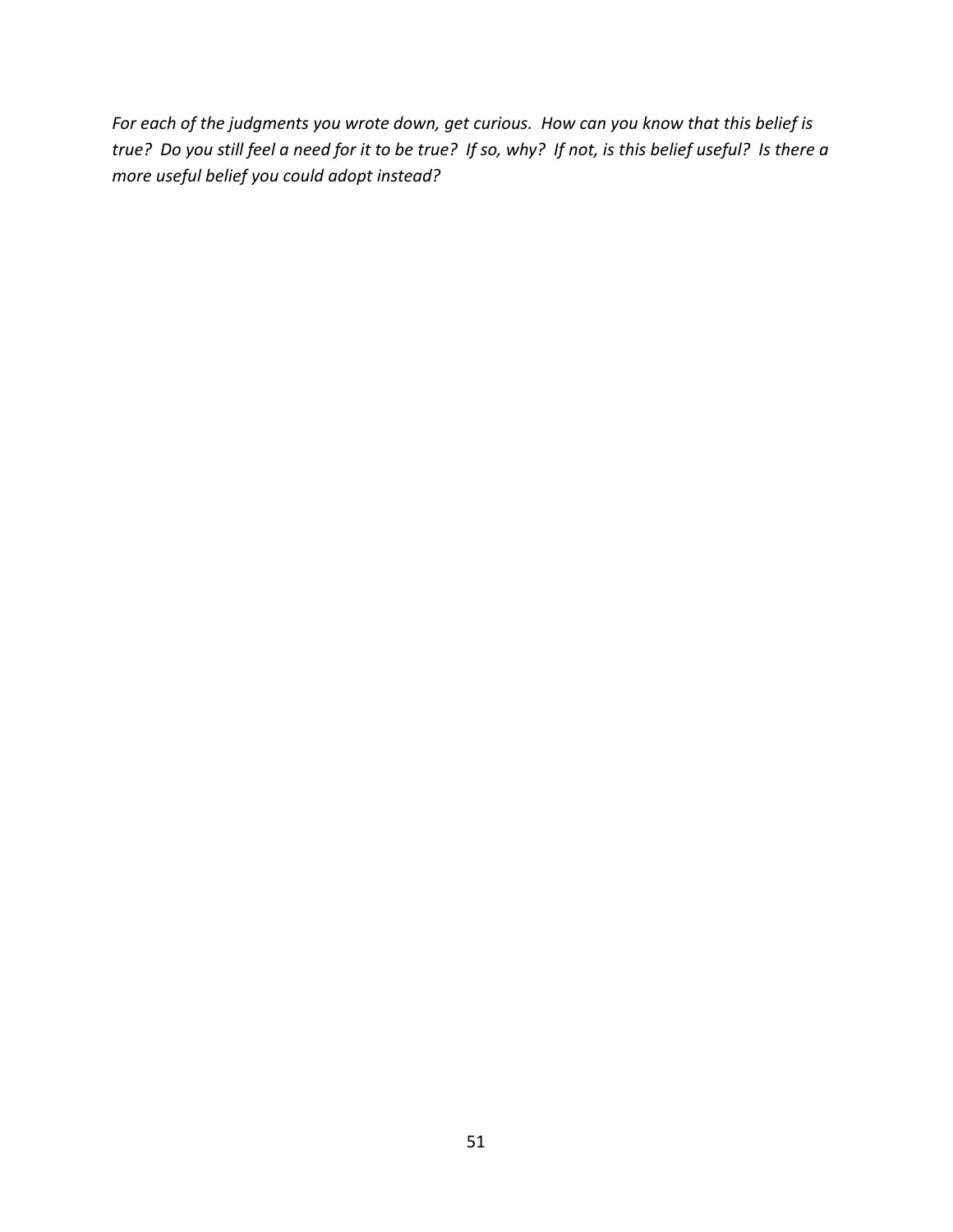*For each of the judgments you wrote down, get curious. How can you know that this belief is true? Do you still feel a need for it to be true? If so, why? If not, is this belief useful? Is there a more useful belief you could adopt instead?*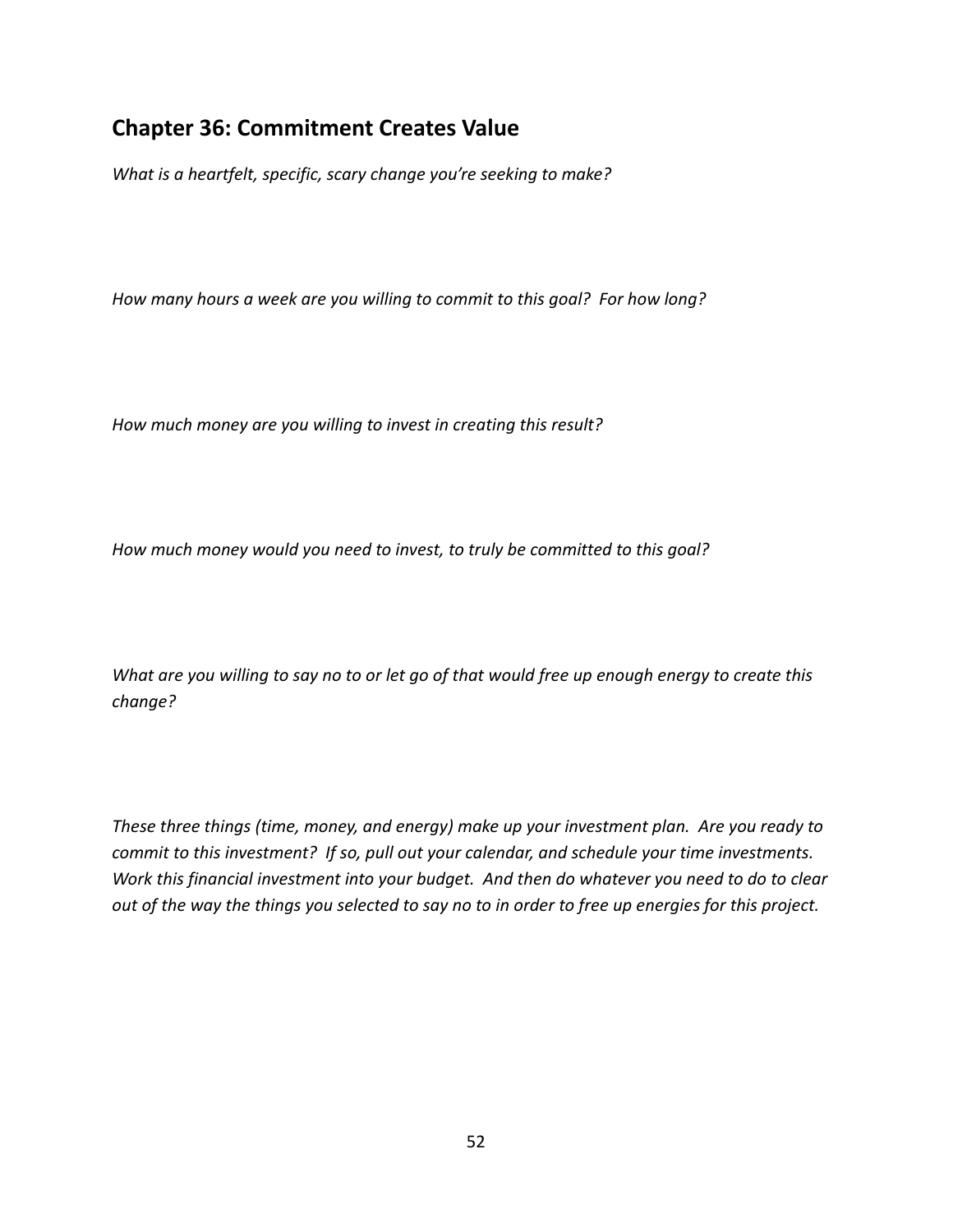## Chapter 36: Commitment Creates Value

*What is a heartfelt, specific, scary change you're seeking to make?*

*How many hours a week are you willing to commit to this goal?  For how long?*

*How much money are you willing to invest in creating this result?*

*How much money would you need to invest, to truly be committed to this goal?*

*What are you willing to say no to or let go of that would free up enough energy to create this change?*

*These three things (time, money, and energy) make up your investment plan.  Are you ready to commit to this investment?  If so, pull out your calendar, and schedule your time investments.  Work this financial investment into your budget.  And then do whatever you need to do to clear out of the way the things you selected to say no to in order to free up energies for this project.*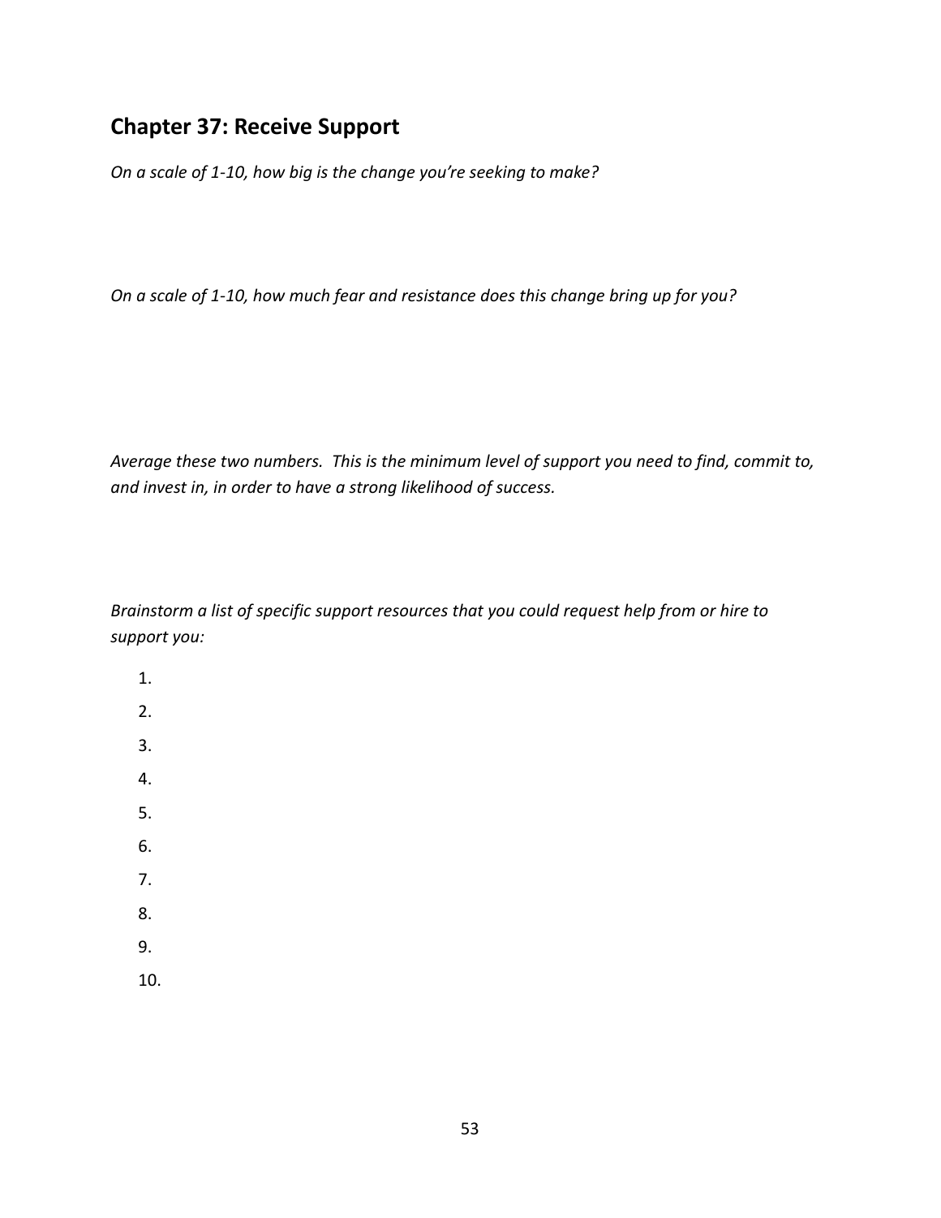## Chapter 37: Receive Support

*On a scale of 1-10, how big is the change you're seeking to make?*

*On a scale of 1-10, how much fear and resistance does this change bring up for you?*

*Average these two numbers. This is the minimum level of support you need to find, commit to, and invest in, in order to have a strong likelihood of success.*

*Brainstorm a list of specific support resources that you could request help from or hire to support you:*

1.
2.
3.
4.
5.
6.
7.
8.
9.
10.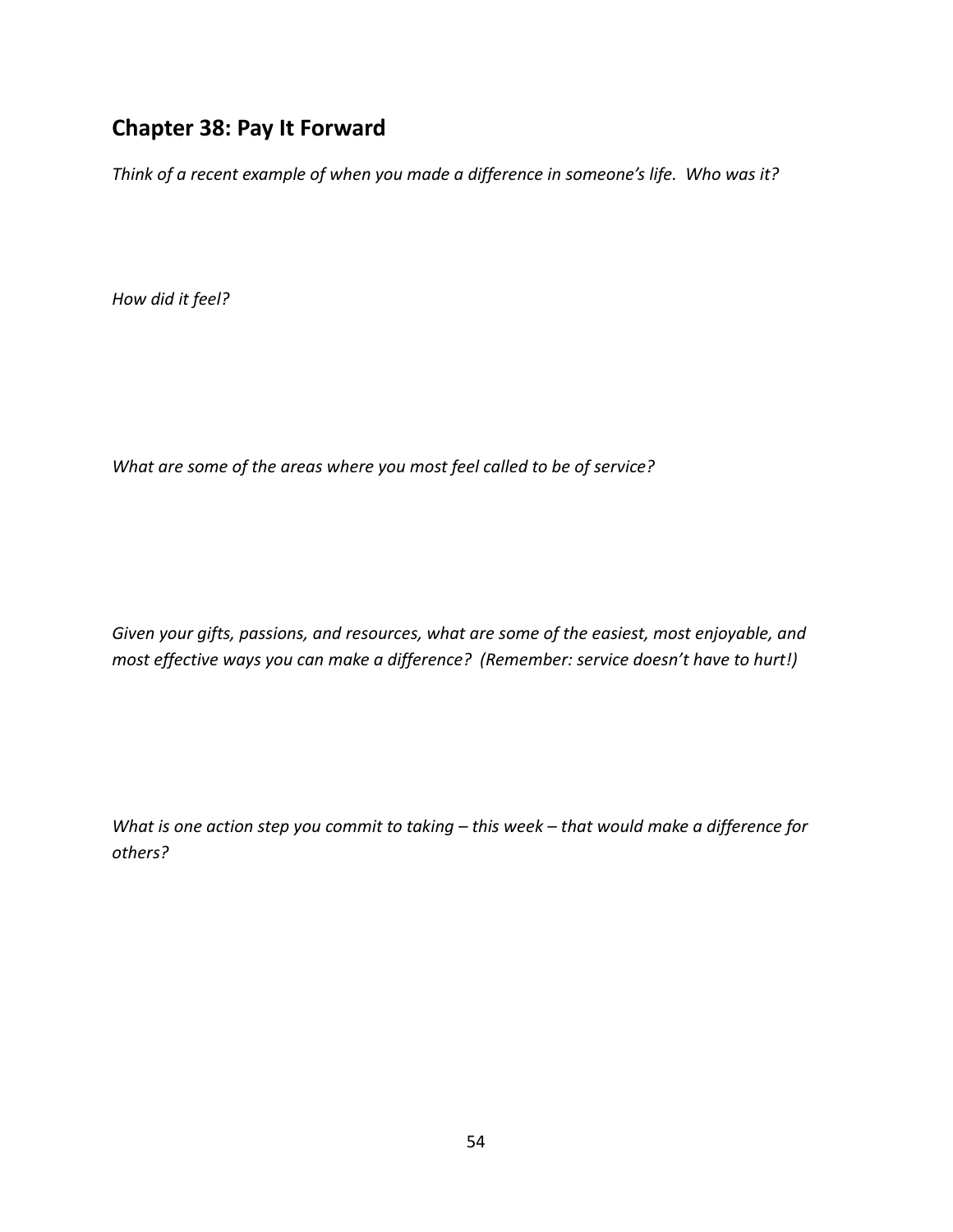## Chapter 38: Pay It Forward

*Think of a recent example of when you made a difference in someone's life. Who was it?*

*How did it feel?*

*What are some of the areas where you most feel called to be of service?*

*Given your gifts, passions, and resources, what are some of the easiest, most enjoyable, and most effective ways you can make a difference? (Remember: service doesn't have to hurt!)*

*What is one action step you commit to taking – this week – that would make a difference for others?*